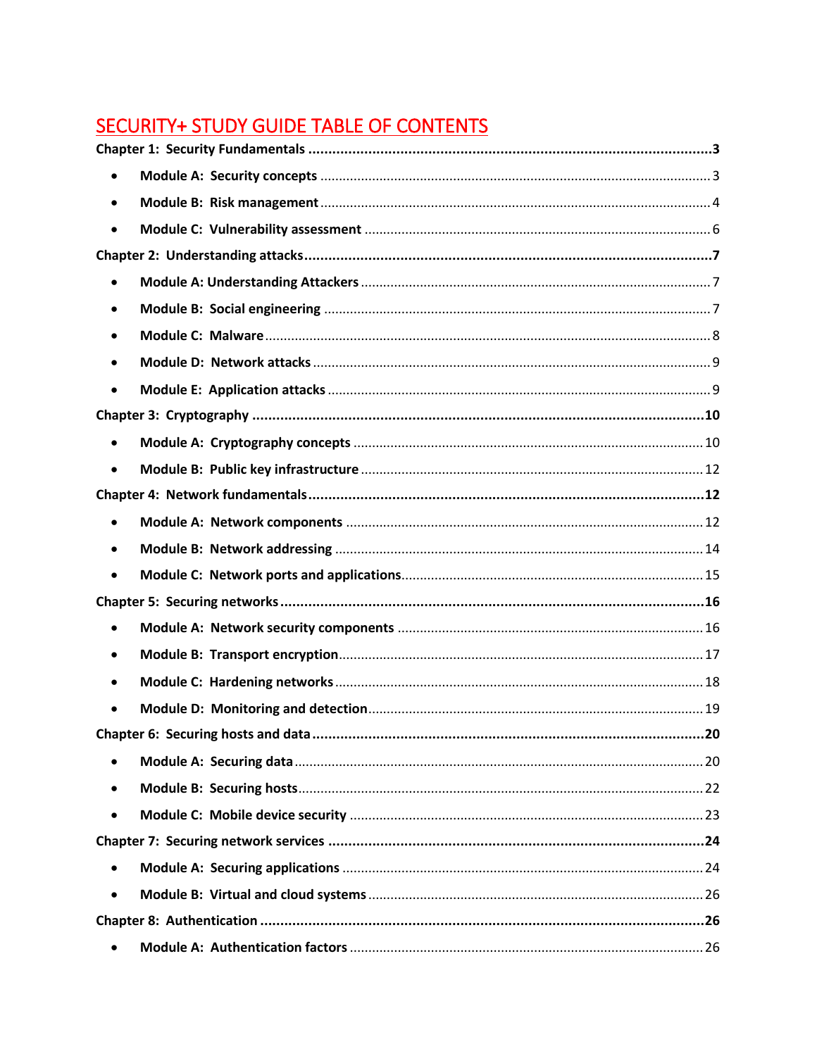# SECURITY+ STUDY GUIDE TABLE OF CONTENTS

**Chapter 1: Security Fundamentals** ....... **3**

- **Module A: Security concepts** ....... 3
- **Module B: Risk management** ....... 4
- **Module C: Vulnerability assessment** ....... 6

**Chapter 2: Understanding attacks** ....... **7**

- **Module A: Understanding Attackers** ....... 7
- **Module B: Social engineering** ....... 7
- **Module C: Malware** ....... 8
- **Module D: Network attacks** ....... 9
- **Module E: Application attacks** ....... 9

**Chapter 3: Cryptography** ....... **10**

- **Module A: Cryptography concepts** ....... 10
- **Module B: Public key infrastructure** ....... 12

**Chapter 4: Network fundamentals** ....... **12**

- **Module A: Network components** ....... 12
- **Module B: Network addressing** ....... 14
- **Module C: Network ports and applications** ....... 15

**Chapter 5: Securing networks** ....... **16**

- **Module A: Network security components** ....... 16
- **Module B: Transport encryption** ....... 17
- **Module C: Hardening networks** ....... 18
- **Module D: Monitoring and detection** ....... 19

**Chapter 6: Securing hosts and data** ....... **20**

- **Module A: Securing data** ....... 20
- **Module B: Securing hosts** ....... 22
- **Module C: Mobile device security** ....... 23

**Chapter 7: Securing network services** ....... **24**

- **Module A: Securing applications** ....... 24
- **Module B: Virtual and cloud systems** ....... 26

**Chapter 8: Authentication** ....... **26**

- **Module A: Authentication factors** ....... 26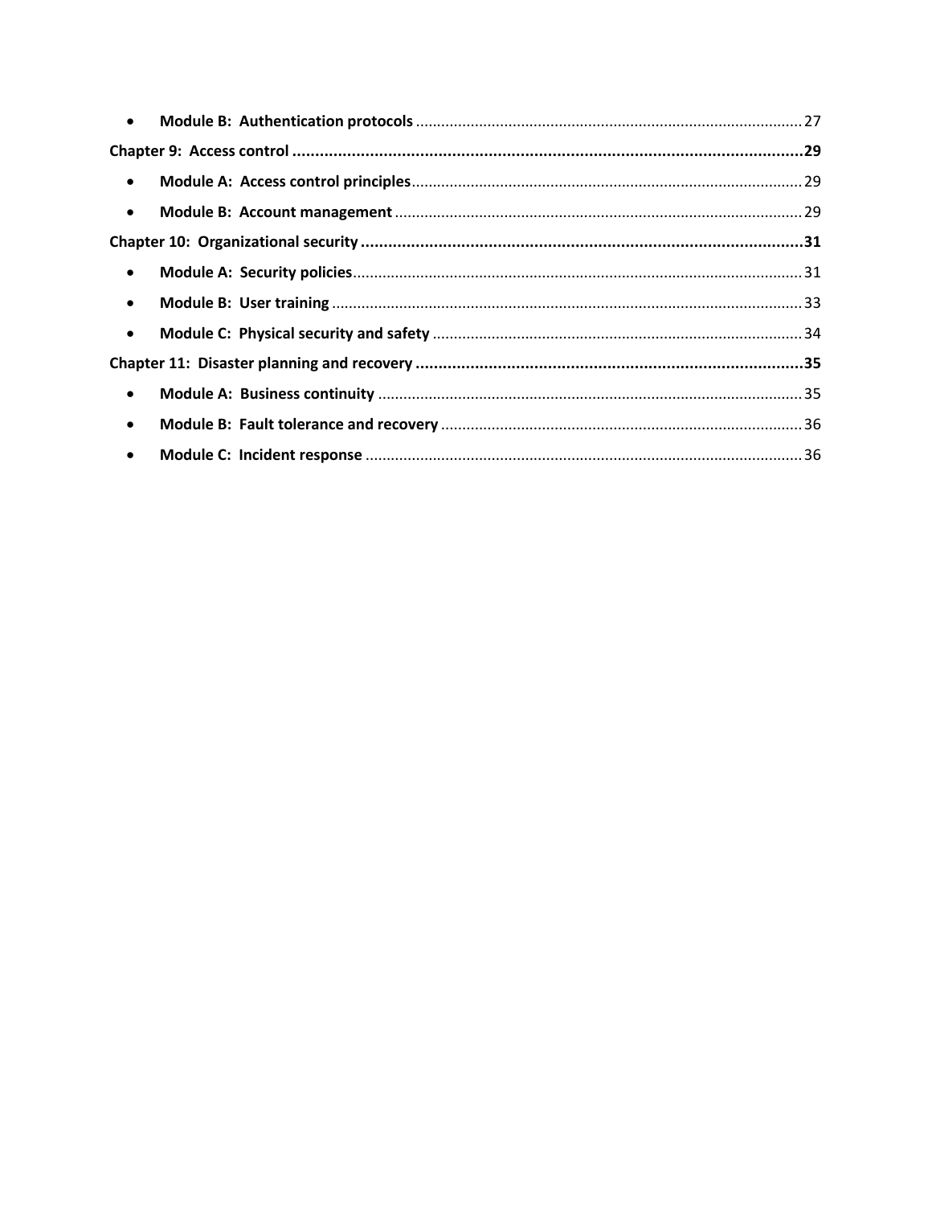- **Module B: Authentication protocols** ........ 27

**Chapter 9: Access control** ........ **29**

- **Module A: Access control principles** ........ 29
- **Module B: Account management** ........ 29

**Chapter 10: Organizational security** ........ **31**

- **Module A: Security policies** ........ 31
- **Module B: User training** ........ 33
- **Module C: Physical security and safety** ........ 34

**Chapter 11: Disaster planning and recovery** ........ **35**

- **Module A: Business continuity** ........ 35
- **Module B: Fault tolerance and recovery** ........ 36
- **Module C: Incident response** ........ 36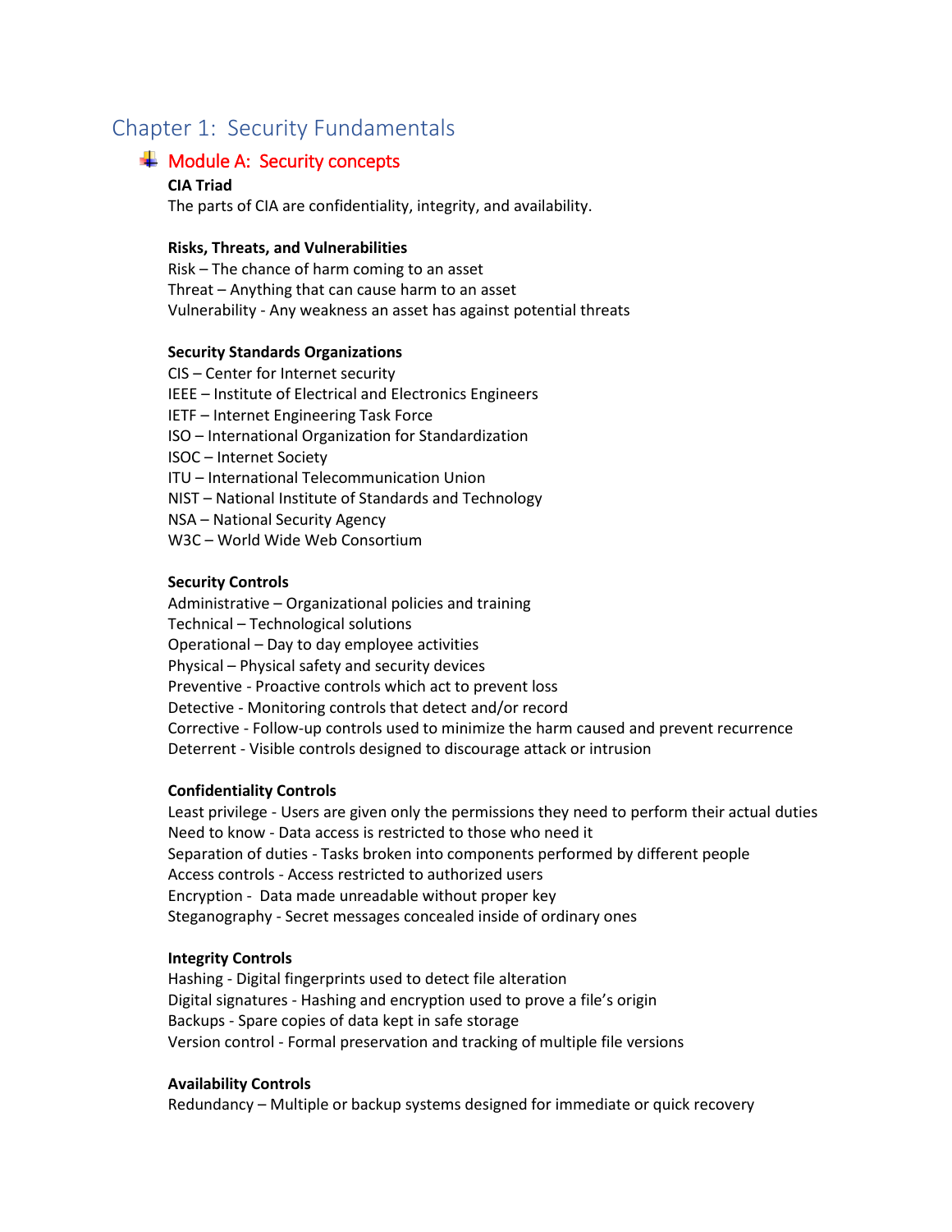# Chapter 1: Security Fundamentals

## Module A: Security concepts

**CIA Triad**

The parts of CIA are confidentiality, integrity, and availability.

**Risks, Threats, and Vulnerabilities**

Risk – The chance of harm coming to an asset
Threat – Anything that can cause harm to an asset
Vulnerability - Any weakness an asset has against potential threats

**Security Standards Organizations**

CIS – Center for Internet security
IEEE – Institute of Electrical and Electronics Engineers
IETF – Internet Engineering Task Force
ISO – International Organization for Standardization
ISOC – Internet Society
ITU – International Telecommunication Union
NIST – National Institute of Standards and Technology
NSA – National Security Agency
W3C – World Wide Web Consortium

**Security Controls**

Administrative – Organizational policies and training
Technical – Technological solutions
Operational – Day to day employee activities
Physical – Physical safety and security devices
Preventive - Proactive controls which act to prevent loss
Detective - Monitoring controls that detect and/or record
Corrective - Follow-up controls used to minimize the harm caused and prevent recurrence
Deterrent - Visible controls designed to discourage attack or intrusion

**Confidentiality Controls**

Least privilege - Users are given only the permissions they need to perform their actual duties
Need to know - Data access is restricted to those who need it
Separation of duties - Tasks broken into components performed by different people
Access controls - Access restricted to authorized users
Encryption - Data made unreadable without proper key
Steganography - Secret messages concealed inside of ordinary ones

**Integrity Controls**

Hashing - Digital fingerprints used to detect file alteration
Digital signatures - Hashing and encryption used to prove a file's origin
Backups - Spare copies of data kept in safe storage
Version control - Formal preservation and tracking of multiple file versions

**Availability Controls**

Redundancy – Multiple or backup systems designed for immediate or quick recovery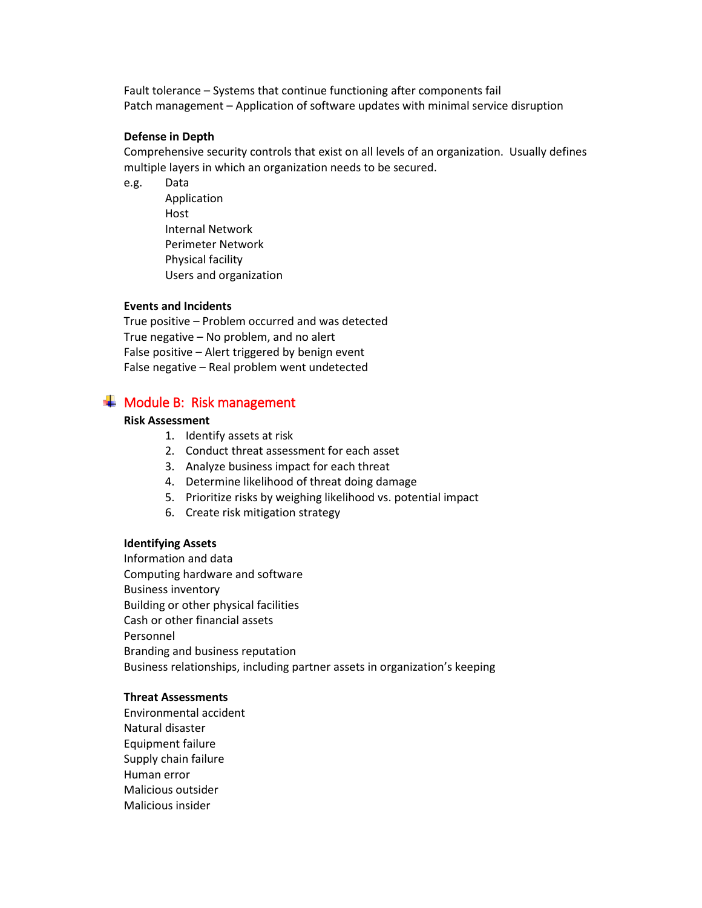Fault tolerance – Systems that continue functioning after components fail
Patch management – Application of software updates with minimal service disruption

**Defense in Depth**

Comprehensive security controls that exist on all levels of an organization. Usually defines multiple layers in which an organization needs to be secured.

e.g.
- Data
- Application
- Host
- Internal Network
- Perimeter Network
- Physical facility
- Users and organization

**Events and Incidents**

True positive – Problem occurred and was detected
True negative – No problem, and no alert
False positive – Alert triggered by benign event
False negative – Real problem went undetected

## Module B: Risk management

**Risk Assessment**

1. Identify assets at risk
2. Conduct threat assessment for each asset
3. Analyze business impact for each threat
4. Determine likelihood of threat doing damage
5. Prioritize risks by weighing likelihood vs. potential impact
6. Create risk mitigation strategy

**Identifying Assets**

Information and data
Computing hardware and software
Business inventory
Building or other physical facilities
Cash or other financial assets
Personnel
Branding and business reputation
Business relationships, including partner assets in organization's keeping

**Threat Assessments**

Environmental accident
Natural disaster
Equipment failure
Supply chain failure
Human error
Malicious outsider
Malicious insider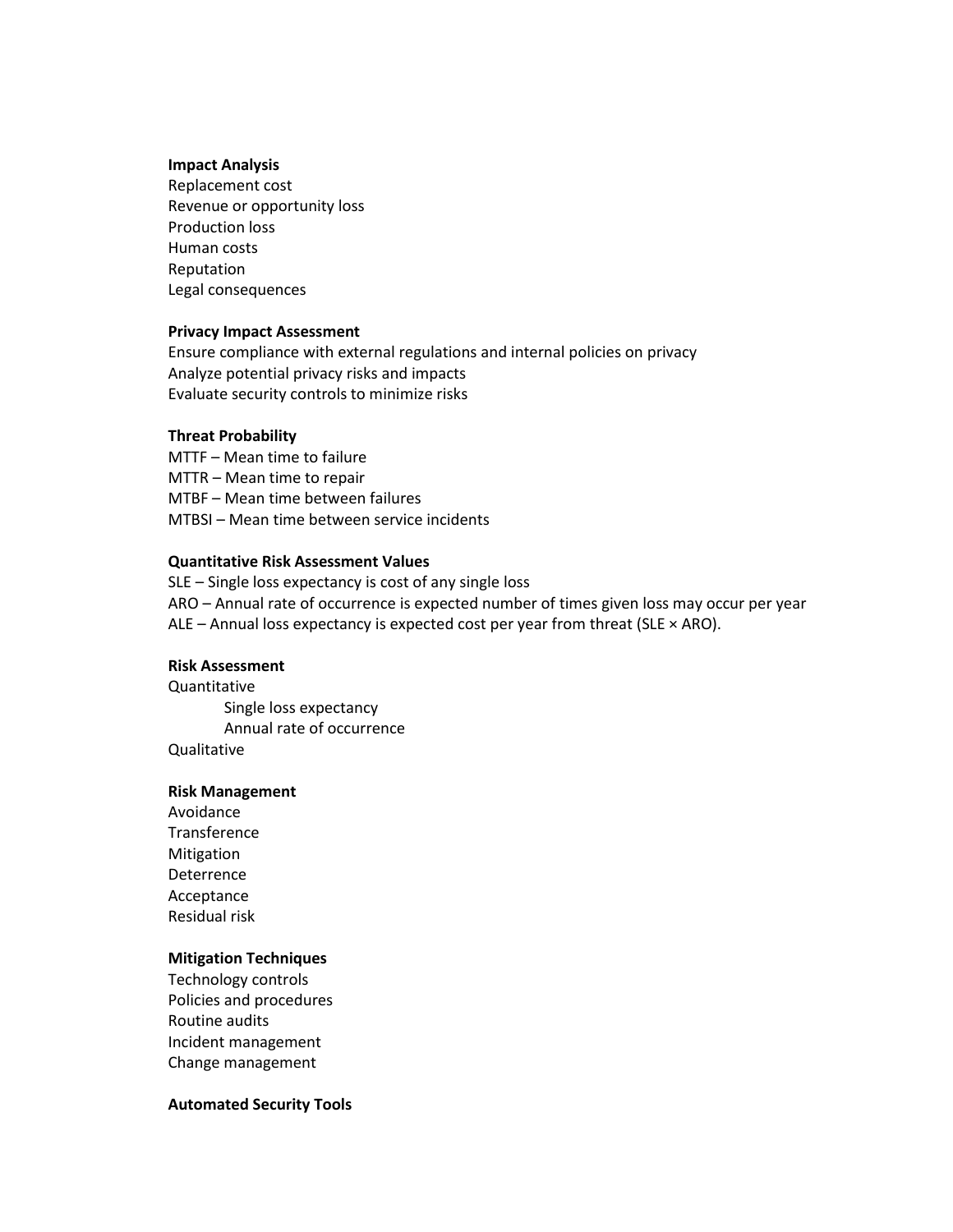**Impact Analysis**

Replacement cost
Revenue or opportunity loss
Production loss
Human costs
Reputation
Legal consequences

**Privacy Impact Assessment**

Ensure compliance with external regulations and internal policies on privacy
Analyze potential privacy risks and impacts
Evaluate security controls to minimize risks

**Threat Probability**

MTTF – Mean time to failure
MTTR – Mean time to repair
MTBF – Mean time between failures
MTBSI – Mean time between service incidents

**Quantitative Risk Assessment Values**

SLE – Single loss expectancy is cost of any single loss
ARO – Annual rate of occurrence is expected number of times given loss may occur per year
ALE – Annual loss expectancy is expected cost per year from threat (SLE × ARO).

**Risk Assessment**

Quantitative
- Single loss expectancy
- Annual rate of occurrence

Qualitative

**Risk Management**

Avoidance
Transference
Mitigation
Deterrence
Acceptance
Residual risk

**Mitigation Techniques**

Technology controls
Policies and procedures
Routine audits
Incident management
Change management

**Automated Security Tools**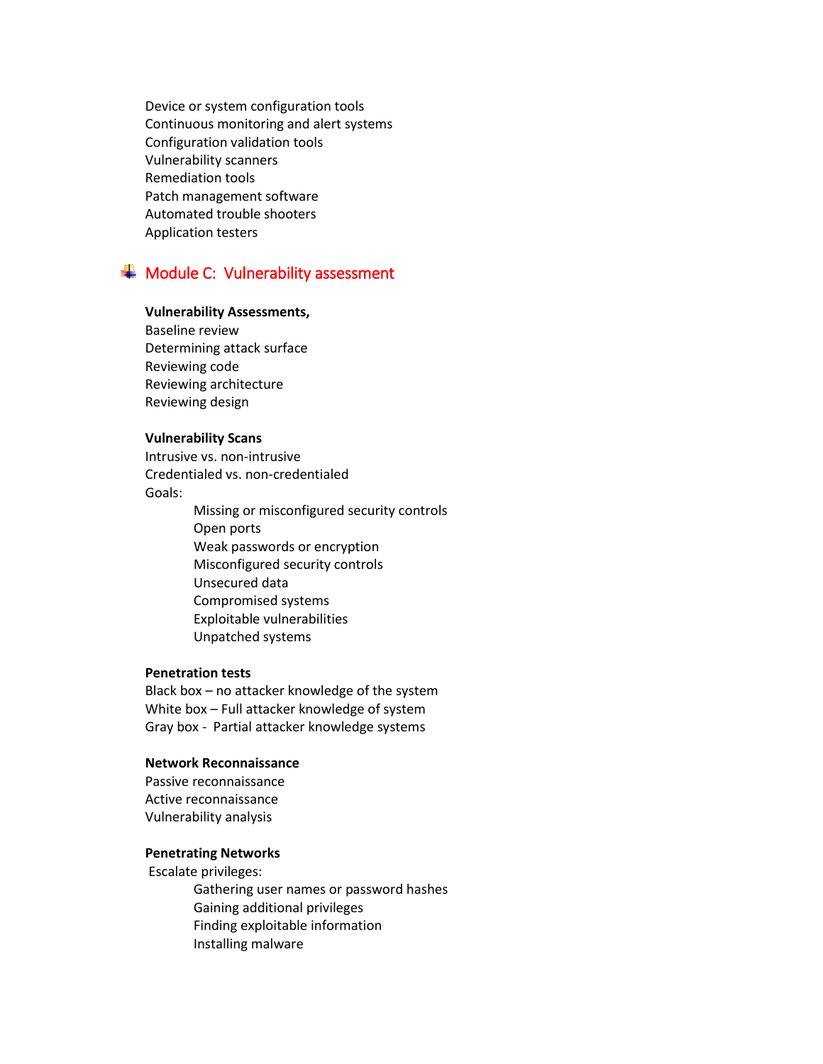Device or system configuration tools
Continuous monitoring and alert systems
Configuration validation tools
Vulnerability scanners
Remediation tools
Patch management software
Automated trouble shooters
Application testers

## Module C: Vulnerability assessment

**Vulnerability Assessments,**
Baseline review
Determining attack surface
Reviewing code
Reviewing architecture
Reviewing design

**Vulnerability Scans**
Intrusive vs. non-intrusive
Credentialed vs. non-credentialed
Goals:

- Missing or misconfigured security controls
- Open ports
- Weak passwords or encryption
- Misconfigured security controls
- Unsecured data
- Compromised systems
- Exploitable vulnerabilities
- Unpatched systems

**Penetration tests**
Black box – no attacker knowledge of the system
White box – Full attacker knowledge of system
Gray box - Partial attacker knowledge systems

**Network Reconnaissance**
Passive reconnaissance
Active reconnaissance
Vulnerability analysis

**Penetrating Networks**
Escalate privileges:

- Gathering user names or password hashes
- Gaining additional privileges
- Finding exploitable information
- Installing malware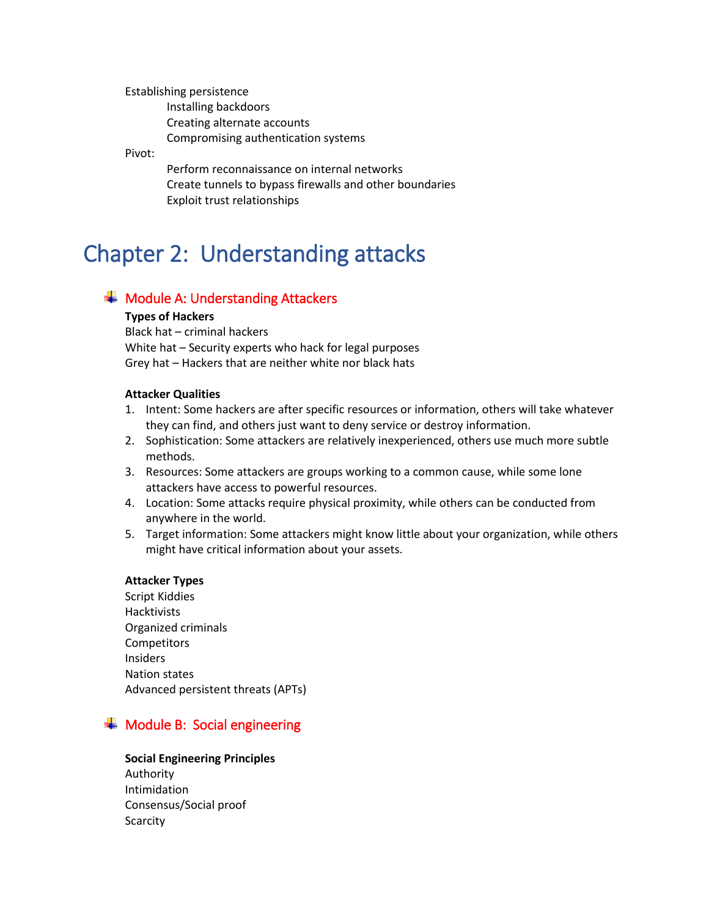Establishing persistence

- Installing backdoors
- Creating alternate accounts
- Compromising authentication systems

Pivot:

- Perform reconnaissance on internal networks
- Create tunnels to bypass firewalls and other boundaries
- Exploit trust relationships

# Chapter 2: Understanding attacks

## Module A: Understanding Attackers

**Types of Hackers**

Black hat – criminal hackers
White hat – Security experts who hack for legal purposes
Grey hat – Hackers that are neither white nor black hats

**Attacker Qualities**

1. Intent: Some hackers are after specific resources or information, others will take whatever they can find, and others just want to deny service or destroy information.
2. Sophistication: Some attackers are relatively inexperienced, others use much more subtle methods.
3. Resources: Some attackers are groups working to a common cause, while some lone attackers have access to powerful resources.
4. Location: Some attacks require physical proximity, while others can be conducted from anywhere in the world.
5. Target information: Some attackers might know little about your organization, while others might have critical information about your assets.

**Attacker Types**

Script Kiddies
Hacktivists
Organized criminals
Competitors
Insiders
Nation states
Advanced persistent threats (APTs)

## Module B: Social engineering

**Social Engineering Principles**

Authority
Intimidation
Consensus/Social proof
Scarcity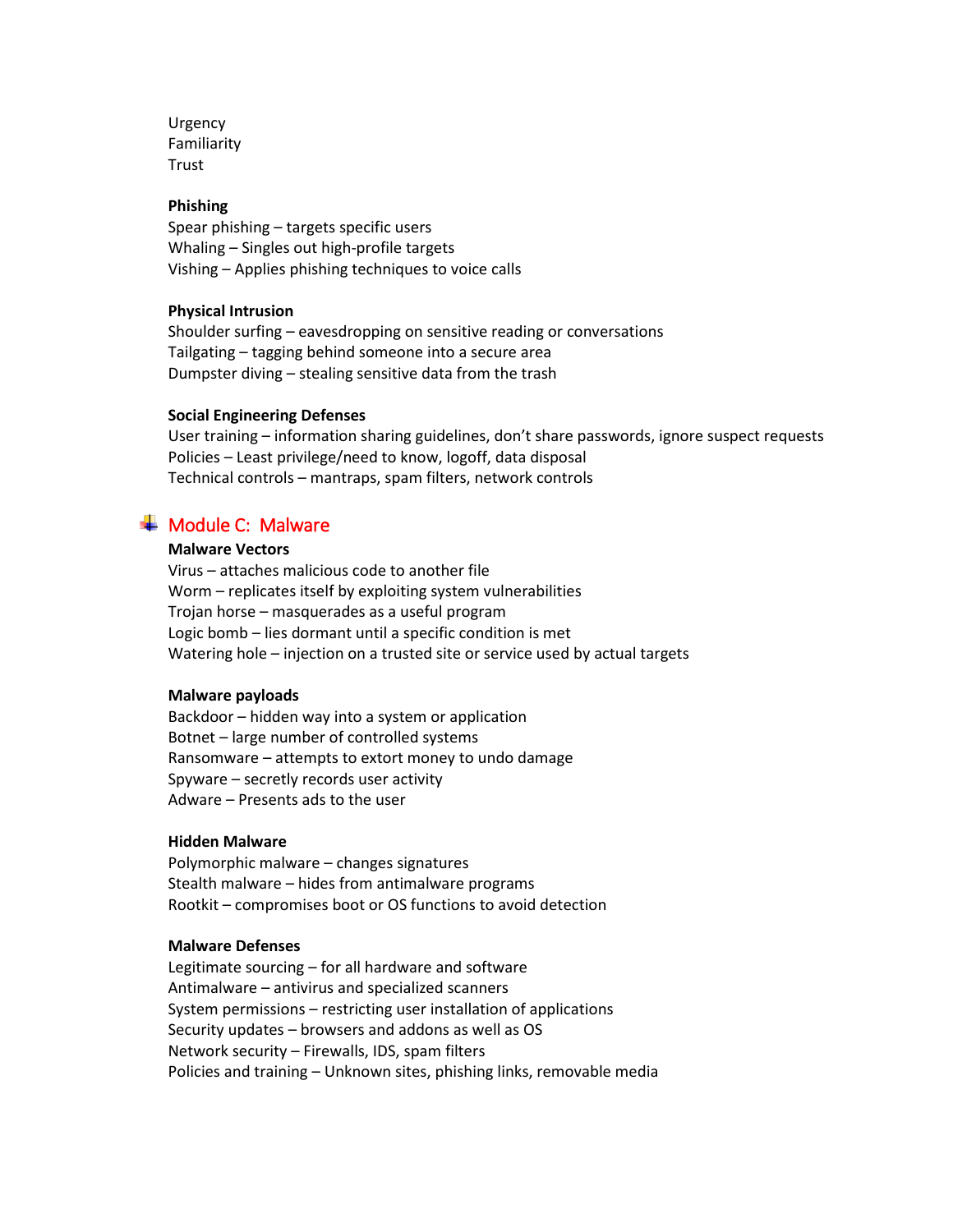Urgency
Familiarity
Trust

**Phishing**
Spear phishing – targets specific users
Whaling – Singles out high-profile targets
Vishing – Applies phishing techniques to voice calls

**Physical Intrusion**
Shoulder surfing – eavesdropping on sensitive reading or conversations
Tailgating – tagging behind someone into a secure area
Dumpster diving – stealing sensitive data from the trash

**Social Engineering Defenses**
User training – information sharing guidelines, don't share passwords, ignore suspect requests
Policies – Least privilege/need to know, logoff, data disposal
Technical controls – mantraps, spam filters, network controls

## Module C: Malware

**Malware Vectors**
Virus – attaches malicious code to another file
Worm – replicates itself by exploiting system vulnerabilities
Trojan horse – masquerades as a useful program
Logic bomb – lies dormant until a specific condition is met
Watering hole – injection on a trusted site or service used by actual targets

**Malware payloads**
Backdoor – hidden way into a system or application
Botnet – large number of controlled systems
Ransomware – attempts to extort money to undo damage
Spyware – secretly records user activity
Adware – Presents ads to the user

**Hidden Malware**
Polymorphic malware – changes signatures
Stealth malware – hides from antimalware programs
Rootkit – compromises boot or OS functions to avoid detection

**Malware Defenses**
Legitimate sourcing – for all hardware and software
Antimalware – antivirus and specialized scanners
System permissions – restricting user installation of applications
Security updates – browsers and addons as well as OS
Network security – Firewalls, IDS, spam filters
Policies and training – Unknown sites, phishing links, removable media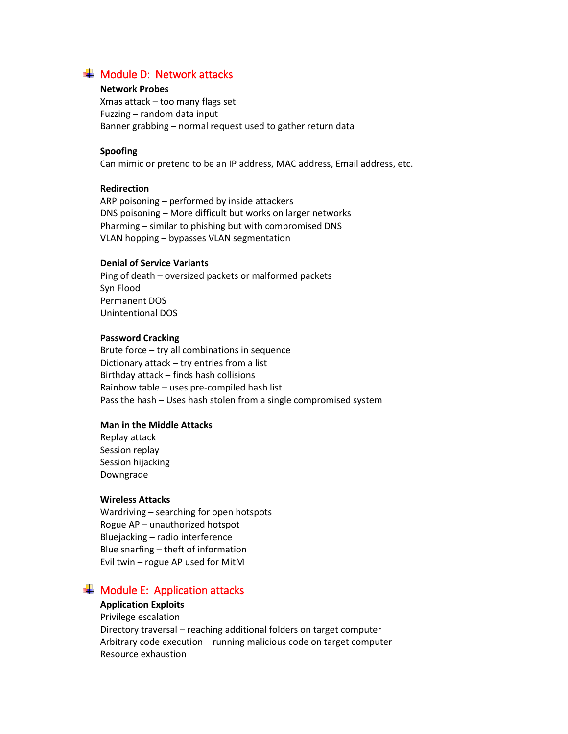## Module D: Network attacks

**Network Probes**

Xmas attack – too many flags set
Fuzzing – random data input
Banner grabbing – normal request used to gather return data

**Spoofing**

Can mimic or pretend to be an IP address, MAC address, Email address, etc.

**Redirection**

ARP poisoning – performed by inside attackers
DNS poisoning – More difficult but works on larger networks
Pharming – similar to phishing but with compromised DNS
VLAN hopping – bypasses VLAN segmentation

**Denial of Service Variants**

Ping of death – oversized packets or malformed packets
Syn Flood
Permanent DOS
Unintentional DOS

**Password Cracking**

Brute force – try all combinations in sequence
Dictionary attack – try entries from a list
Birthday attack – finds hash collisions
Rainbow table – uses pre-compiled hash list
Pass the hash – Uses hash stolen from a single compromised system

**Man in the Middle Attacks**

Replay attack
Session replay
Session hijacking
Downgrade

**Wireless Attacks**

Wardriving – searching for open hotspots
Rogue AP – unauthorized hotspot
Bluejacking – radio interference
Blue snarfing – theft of information
Evil twin – rogue AP used for MitM

## Module E: Application attacks

**Application Exploits**

Privilege escalation
Directory traversal – reaching additional folders on target computer
Arbitrary code execution – running malicious code on target computer
Resource exhaustion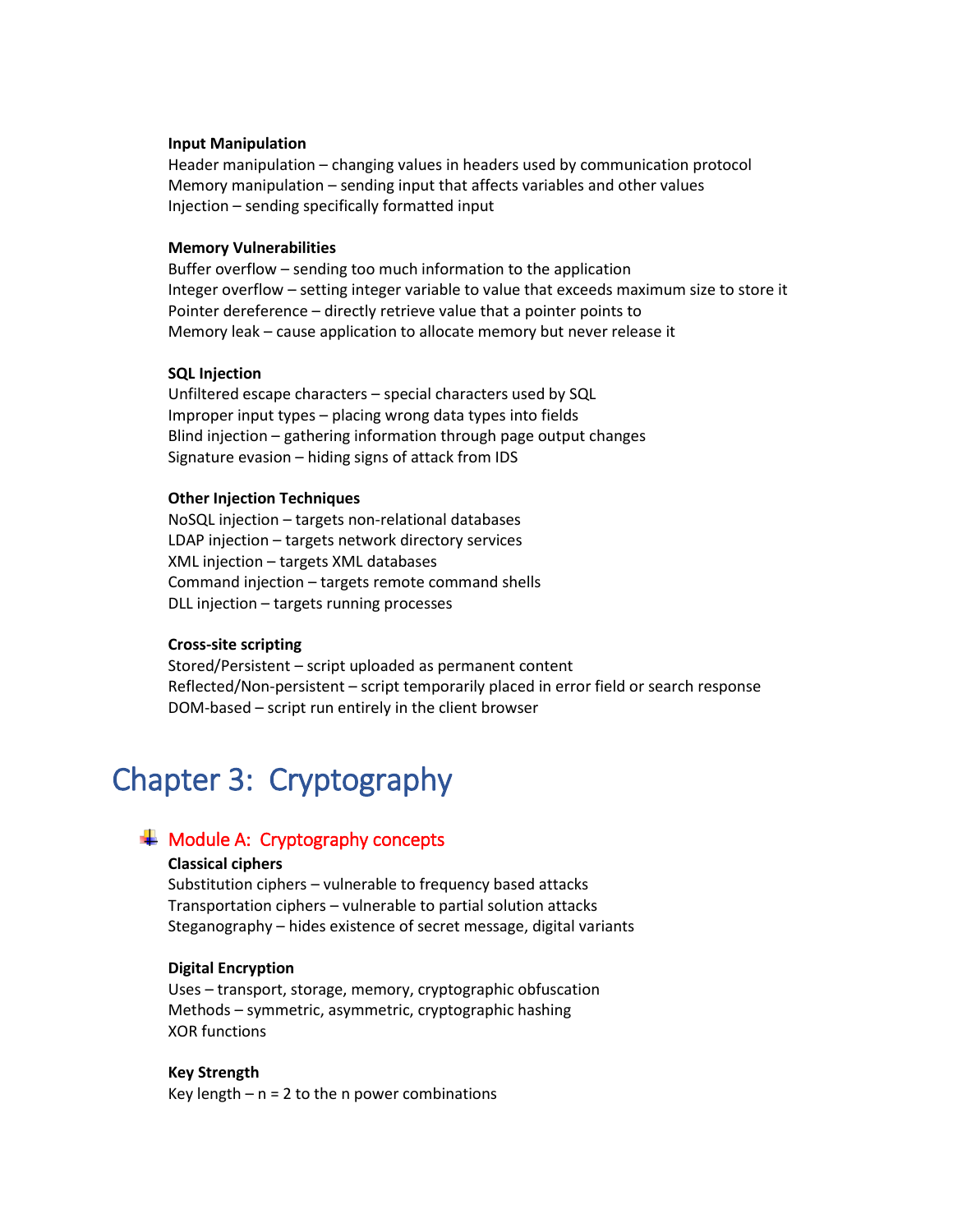**Input Manipulation**

Header manipulation – changing values in headers used by communication protocol
Memory manipulation – sending input that affects variables and other values
Injection – sending specifically formatted input

**Memory Vulnerabilities**

Buffer overflow – sending too much information to the application
Integer overflow – setting integer variable to value that exceeds maximum size to store it
Pointer dereference – directly retrieve value that a pointer points to
Memory leak – cause application to allocate memory but never release it

**SQL Injection**

Unfiltered escape characters – special characters used by SQL
Improper input types – placing wrong data types into fields
Blind injection – gathering information through page output changes
Signature evasion – hiding signs of attack from IDS

**Other Injection Techniques**

NoSQL injection – targets non-relational databases
LDAP injection – targets network directory services
XML injection – targets XML databases
Command injection – targets remote command shells
DLL injection – targets running processes

**Cross-site scripting**

Stored/Persistent – script uploaded as permanent content
Reflected/Non-persistent – script temporarily placed in error field or search response
DOM-based – script run entirely in the client browser

# Chapter 3: Cryptography

## Module A: Cryptography concepts

**Classical ciphers**

Substitution ciphers – vulnerable to frequency based attacks
Transportation ciphers – vulnerable to partial solution attacks
Steganography – hides existence of secret message, digital variants

**Digital Encryption**

Uses – transport, storage, memory, cryptographic obfuscation
Methods – symmetric, asymmetric, cryptographic hashing
XOR functions

**Key Strength**

Key length – n = 2 to the n power combinations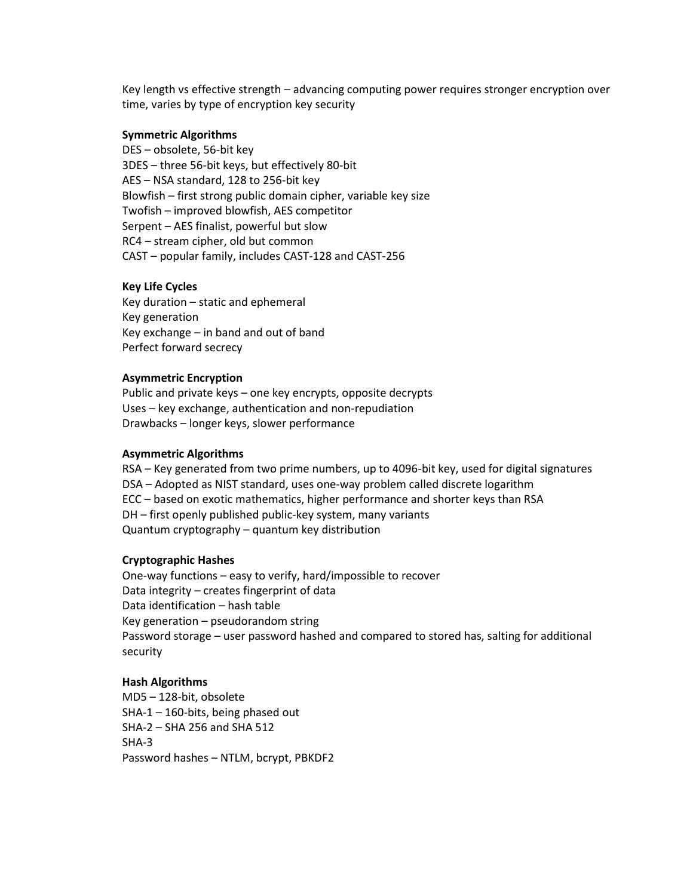Key length vs effective strength – advancing computing power requires stronger encryption over time, varies by type of encryption key security

**Symmetric Algorithms**

DES – obsolete, 56-bit key
3DES – three 56-bit keys, but effectively 80-bit
AES – NSA standard, 128 to 256-bit key
Blowfish – first strong public domain cipher, variable key size
Twofish – improved blowfish, AES competitor
Serpent – AES finalist, powerful but slow
RC4 – stream cipher, old but common
CAST – popular family, includes CAST-128 and CAST-256

**Key Life Cycles**

Key duration – static and ephemeral
Key generation
Key exchange – in band and out of band
Perfect forward secrecy

**Asymmetric Encryption**

Public and private keys – one key encrypts, opposite decrypts
Uses – key exchange, authentication and non-repudiation
Drawbacks – longer keys, slower performance

**Asymmetric Algorithms**

RSA – Key generated from two prime numbers, up to 4096-bit key, used for digital signatures
DSA – Adopted as NIST standard, uses one-way problem called discrete logarithm
ECC – based on exotic mathematics, higher performance and shorter keys than RSA
DH – first openly published public-key system, many variants
Quantum cryptography – quantum key distribution

**Cryptographic Hashes**

One-way functions – easy to verify, hard/impossible to recover
Data integrity – creates fingerprint of data
Data identification – hash table
Key generation – pseudorandom string
Password storage – user password hashed and compared to stored has, salting for additional security

**Hash Algorithms**

MD5 – 128-bit, obsolete
SHA-1 – 160-bits, being phased out
SHA-2 – SHA 256 and SHA 512
SHA-3
Password hashes – NTLM, bcrypt, PBKDF2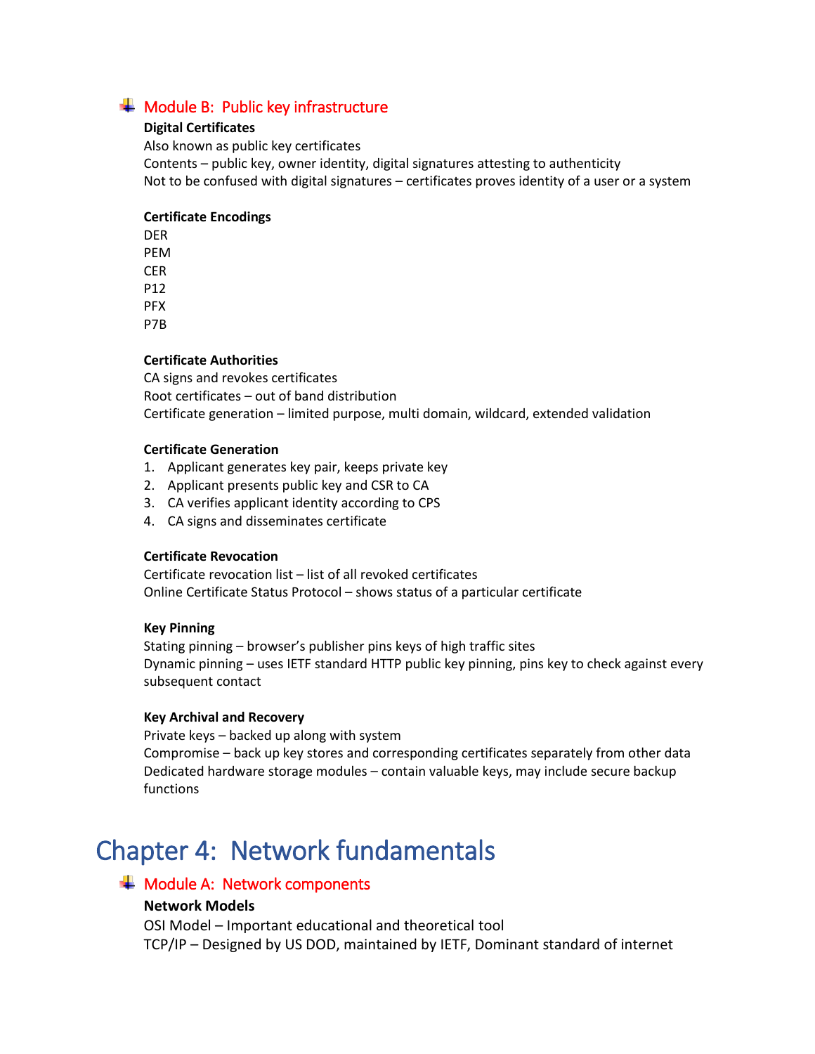## Module B: Public key infrastructure

**Digital Certificates**

Also known as public key certificates

Contents – public key, owner identity, digital signatures attesting to authenticity

Not to be confused with digital signatures – certificates proves identity of a user or a system

**Certificate Encodings**

DER

PEM

CER

P12

PFX

P7B

**Certificate Authorities**

CA signs and revokes certificates

Root certificates – out of band distribution

Certificate generation – limited purpose, multi domain, wildcard, extended validation

**Certificate Generation**

1. Applicant generates key pair, keeps private key
2. Applicant presents public key and CSR to CA
3. CA verifies applicant identity according to CPS
4. CA signs and disseminates certificate

**Certificate Revocation**

Certificate revocation list – list of all revoked certificates

Online Certificate Status Protocol – shows status of a particular certificate

**Key Pinning**

Stating pinning – browser's publisher pins keys of high traffic sites

Dynamic pinning – uses IETF standard HTTP public key pinning, pins key to check against every subsequent contact

**Key Archival and Recovery**

Private keys – backed up along with system

Compromise – back up key stores and corresponding certificates separately from other data

Dedicated hardware storage modules – contain valuable keys, may include secure backup functions

# Chapter 4: Network fundamentals

## Module A: Network components

**Network Models**

OSI Model – Important educational and theoretical tool

TCP/IP – Designed by US DOD, maintained by IETF, Dominant standard of internet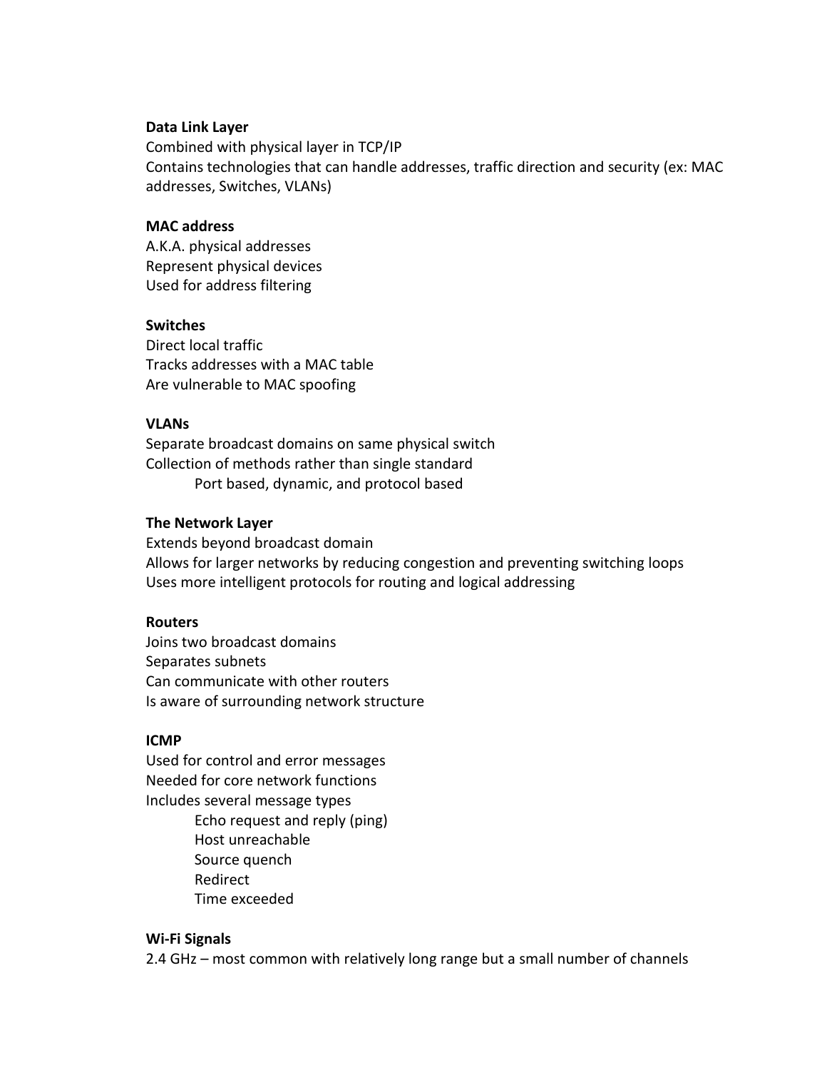**Data Link Layer**

Combined with physical layer in TCP/IP
Contains technologies that can handle addresses, traffic direction and security (ex: MAC addresses, Switches, VLANs)

**MAC address**

A.K.A. physical addresses
Represent physical devices
Used for address filtering

**Switches**

Direct local traffic
Tracks addresses with a MAC table
Are vulnerable to MAC spoofing

**VLANs**

Separate broadcast domains on same physical switch
Collection of methods rather than single standard

- Port based, dynamic, and protocol based

**The Network Layer**

Extends beyond broadcast domain
Allows for larger networks by reducing congestion and preventing switching loops
Uses more intelligent protocols for routing and logical addressing

**Routers**

Joins two broadcast domains
Separates subnets
Can communicate with other routers
Is aware of surrounding network structure

**ICMP**

Used for control and error messages
Needed for core network functions
Includes several message types

- Echo request and reply (ping)
- Host unreachable
- Source quench
- Redirect
- Time exceeded

**Wi-Fi Signals**

2.4 GHz – most common with relatively long range but a small number of channels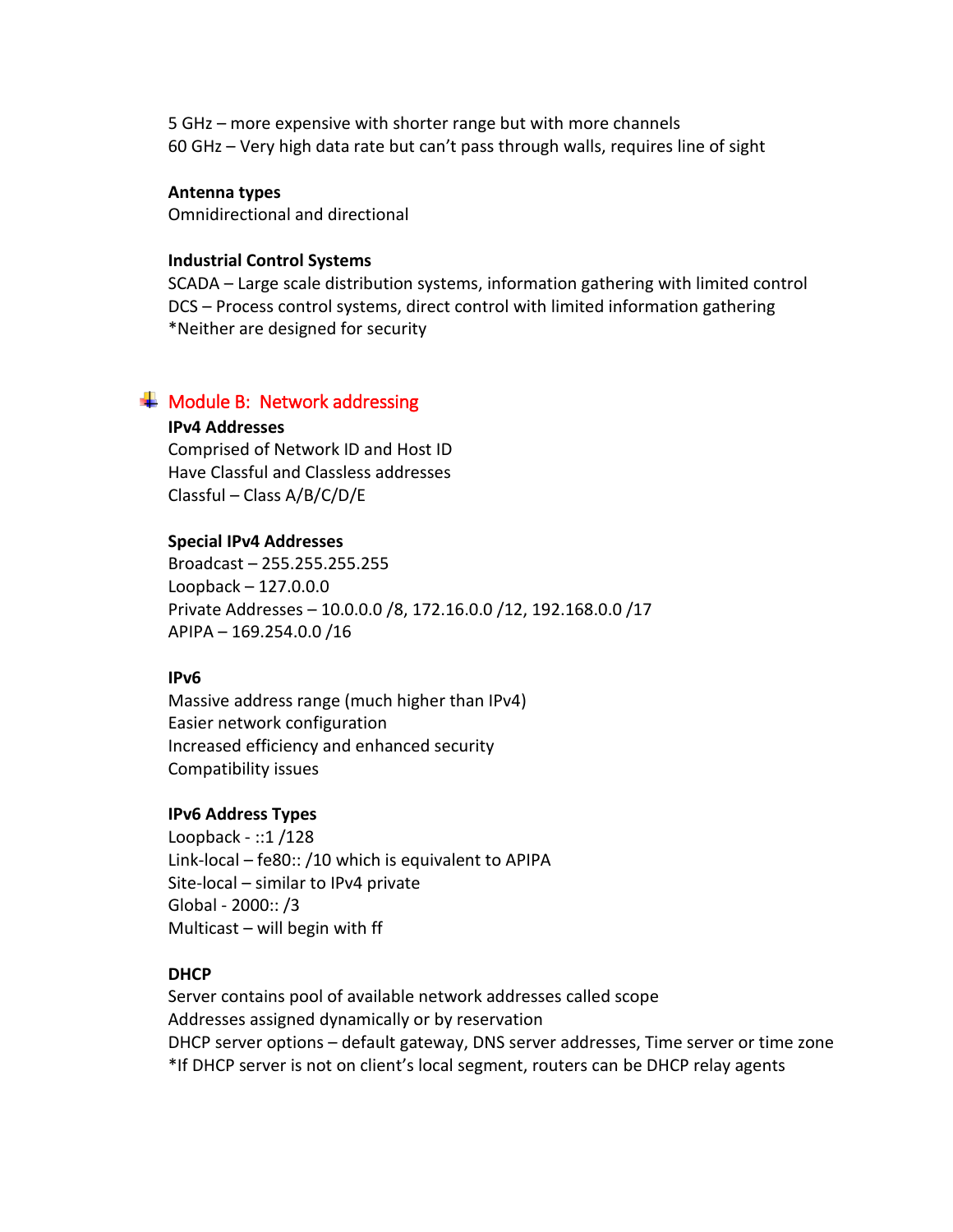5 GHz – more expensive with shorter range but with more channels
60 GHz – Very high data rate but can't pass through walls, requires line of sight

**Antenna types**
Omnidirectional and directional

**Industrial Control Systems**
SCADA – Large scale distribution systems, information gathering with limited control
DCS – Process control systems, direct control with limited information gathering
*Neither are designed for security

## Module B: Network addressing

**IPv4 Addresses**
Comprised of Network ID and Host ID
Have Classful and Classless addresses
Classful – Class A/B/C/D/E

**Special IPv4 Addresses**
Broadcast – 255.255.255.255
Loopback – 127.0.0.0
Private Addresses – 10.0.0.0 /8, 172.16.0.0 /12, 192.168.0.0 /17
APIPA – 169.254.0.0 /16

**IPv6**
Massive address range (much higher than IPv4)
Easier network configuration
Increased efficiency and enhanced security
Compatibility issues

**IPv6 Address Types**
Loopback - ::1 /128
Link-local – fe80:: /10 which is equivalent to APIPA
Site-local – similar to IPv4 private
Global - 2000:: /3
Multicast – will begin with ff

**DHCP**
Server contains pool of available network addresses called scope
Addresses assigned dynamically or by reservation
DHCP server options – default gateway, DNS server addresses, Time server or time zone
*If DHCP server is not on client's local segment, routers can be DHCP relay agents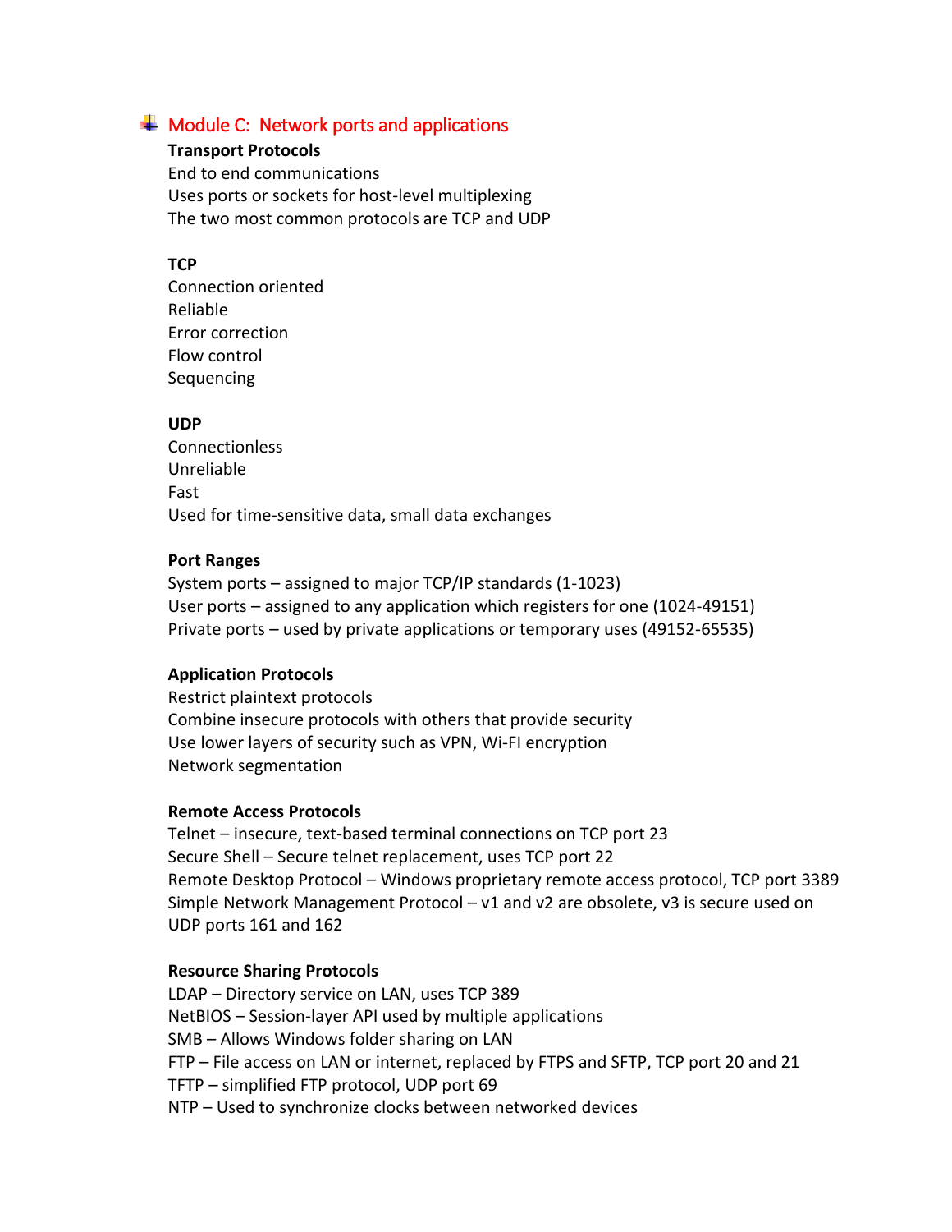## Module C: Network ports and applications

**Transport Protocols**

End to end communications
Uses ports or sockets for host-level multiplexing
The two most common protocols are TCP and UDP

**TCP**

Connection oriented
Reliable
Error correction
Flow control
Sequencing

**UDP**

Connectionless
Unreliable
Fast
Used for time-sensitive data, small data exchanges

**Port Ranges**

System ports – assigned to major TCP/IP standards (1-1023)
User ports – assigned to any application which registers for one (1024-49151)
Private ports – used by private applications or temporary uses (49152-65535)

**Application Protocols**

Restrict plaintext protocols
Combine insecure protocols with others that provide security
Use lower layers of security such as VPN, Wi-FI encryption
Network segmentation

**Remote Access Protocols**

Telnet – insecure, text-based terminal connections on TCP port 23
Secure Shell – Secure telnet replacement, uses TCP port 22
Remote Desktop Protocol – Windows proprietary remote access protocol, TCP port 3389
Simple Network Management Protocol – v1 and v2 are obsolete, v3 is secure used on UDP ports 161 and 162

**Resource Sharing Protocols**

LDAP – Directory service on LAN, uses TCP 389
NetBIOS – Session-layer API used by multiple applications
SMB – Allows Windows folder sharing on LAN
FTP – File access on LAN or internet, replaced by FTPS and SFTP, TCP port 20 and 21
TFTP – simplified FTP protocol, UDP port 69
NTP – Used to synchronize clocks between networked devices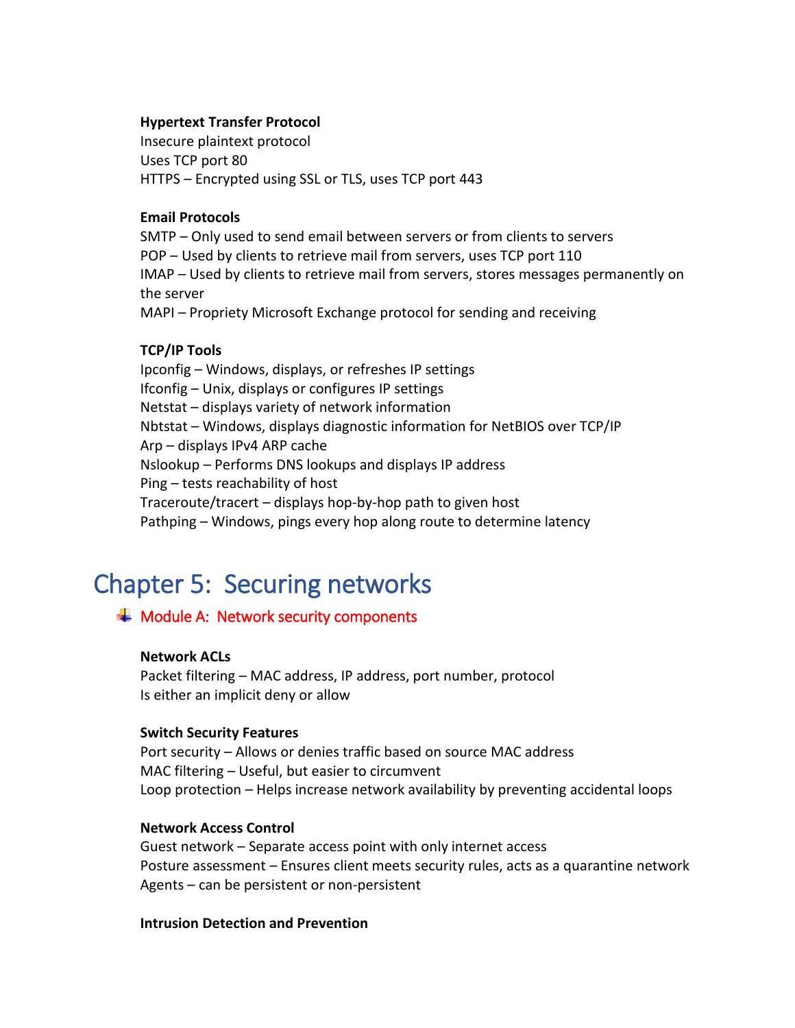**Hypertext Transfer Protocol**
Insecure plaintext protocol
Uses TCP port 80
HTTPS – Encrypted using SSL or TLS, uses TCP port 443

**Email Protocols**
SMTP – Only used to send email between servers or from clients to servers
POP – Used by clients to retrieve mail from servers, uses TCP port 110
IMAP – Used by clients to retrieve mail from servers, stores messages permanently on the server
MAPI – Propriety Microsoft Exchange protocol for sending and receiving

**TCP/IP Tools**
Ipconfig – Windows, displays, or refreshes IP settings
Ifconfig – Unix, displays or configures IP settings
Netstat – displays variety of network information
Nbtstat – Windows, displays diagnostic information for NetBIOS over TCP/IP
Arp – displays IPv4 ARP cache
Nslookup – Performs DNS lookups and displays IP address
Ping – tests reachability of host
Traceroute/tracert – displays hop-by-hop path to given host
Pathping – Windows, pings every hop along route to determine latency

# Chapter 5: Securing networks

## Module A: Network security components

**Network ACLs**
Packet filtering – MAC address, IP address, port number, protocol
Is either an implicit deny or allow

**Switch Security Features**
Port security – Allows or denies traffic based on source MAC address
MAC filtering – Useful, but easier to circumvent
Loop protection – Helps increase network availability by preventing accidental loops

**Network Access Control**
Guest network – Separate access point with only internet access
Posture assessment – Ensures client meets security rules, acts as a quarantine network
Agents – can be persistent or non-persistent

**Intrusion Detection and Prevention**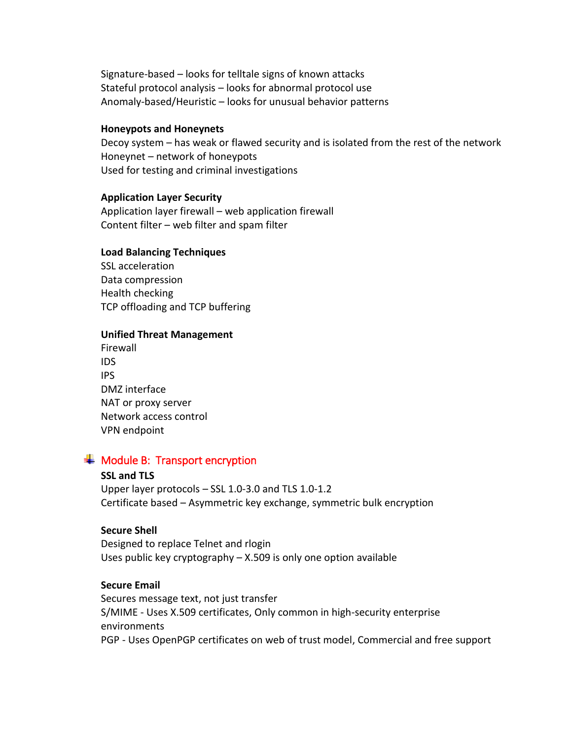Signature-based – looks for telltale signs of known attacks
Stateful protocol analysis – looks for abnormal protocol use
Anomaly-based/Heuristic – looks for unusual behavior patterns

**Honeypots and Honeynets**
Decoy system – has weak or flawed security and is isolated from the rest of the network
Honeynet – network of honeypots
Used for testing and criminal investigations

**Application Layer Security**
Application layer firewall – web application firewall
Content filter – web filter and spam filter

**Load Balancing Techniques**
SSL acceleration
Data compression
Health checking
TCP offloading and TCP buffering

**Unified Threat Management**
Firewall
IDS
IPS
DMZ interface
NAT or proxy server
Network access control
VPN endpoint

## Module B: Transport encryption

**SSL and TLS**
Upper layer protocols – SSL 1.0-3.0 and TLS 1.0-1.2
Certificate based – Asymmetric key exchange, symmetric bulk encryption

**Secure Shell**
Designed to replace Telnet and rlogin
Uses public key cryptography – X.509 is only one option available

**Secure Email**
Secures message text, not just transfer
S/MIME - Uses X.509 certificates, Only common in high-security enterprise environments
PGP - Uses OpenPGP certificates on web of trust model, Commercial and free support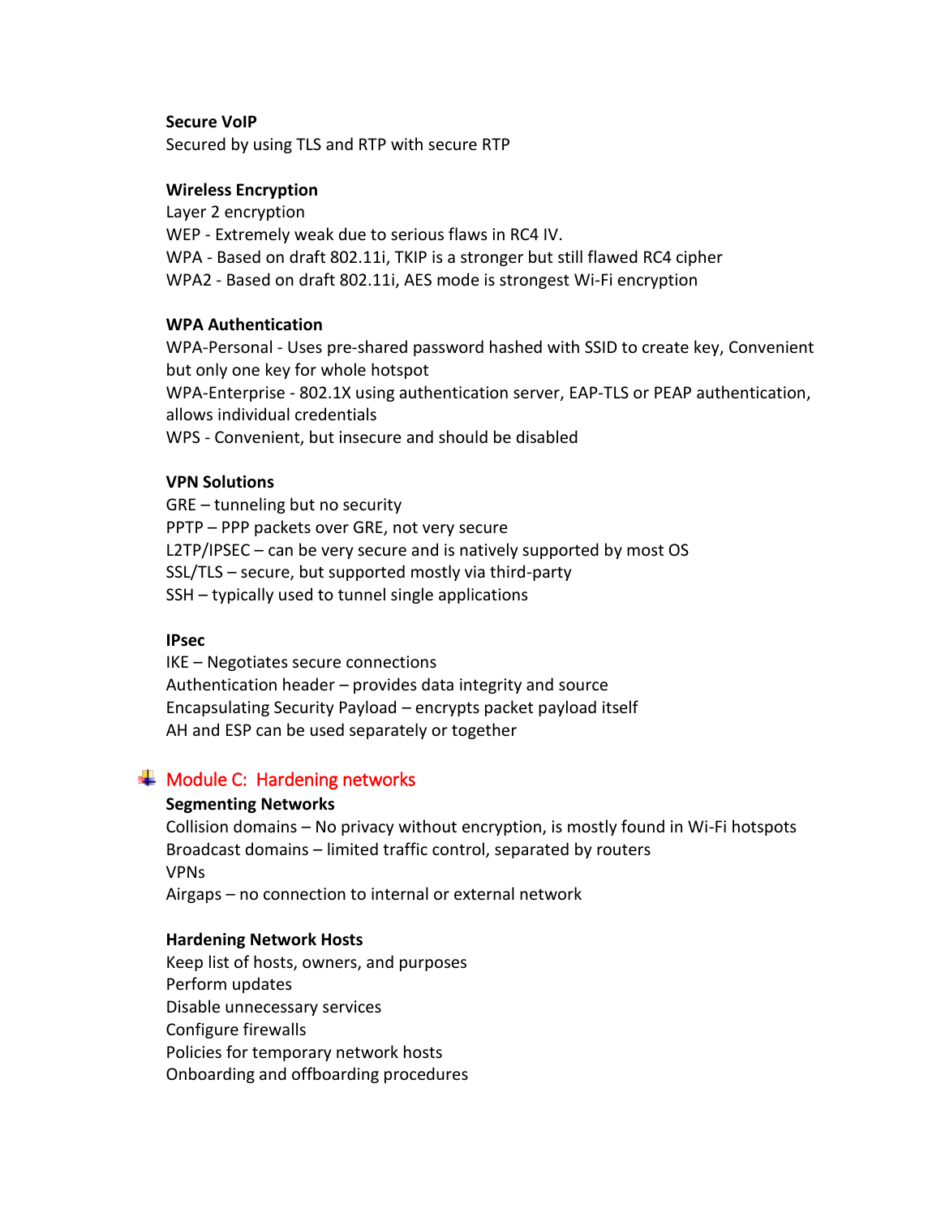**Secure VoIP**

Secured by using TLS and RTP with secure RTP

**Wireless Encryption**

Layer 2 encryption

WEP - Extremely weak due to serious flaws in RC4 IV.

WPA - Based on draft 802.11i, TKIP is a stronger but still flawed RC4 cipher

WPA2 - Based on draft 802.11i, AES mode is strongest Wi-Fi encryption

**WPA Authentication**

WPA-Personal - Uses pre-shared password hashed with SSID to create key, Convenient but only one key for whole hotspot

WPA-Enterprise - 802.1X using authentication server, EAP-TLS or PEAP authentication, allows individual credentials

WPS - Convenient, but insecure and should be disabled

**VPN Solutions**

GRE – tunneling but no security

PPTP – PPP packets over GRE, not very secure

L2TP/IPSEC – can be very secure and is natively supported by most OS

SSL/TLS – secure, but supported mostly via third-party

SSH – typically used to tunnel single applications

**IPsec**

IKE – Negotiates secure connections

Authentication header – provides data integrity and source

Encapsulating Security Payload – encrypts packet payload itself

AH and ESP can be used separately or together

## Module C: Hardening networks

**Segmenting Networks**

Collision domains – No privacy without encryption, is mostly found in Wi-Fi hotspots

Broadcast domains – limited traffic control, separated by routers

VPNs

Airgaps – no connection to internal or external network

**Hardening Network Hosts**

Keep list of hosts, owners, and purposes

Perform updates

Disable unnecessary services

Configure firewalls

Policies for temporary network hosts

Onboarding and offboarding procedures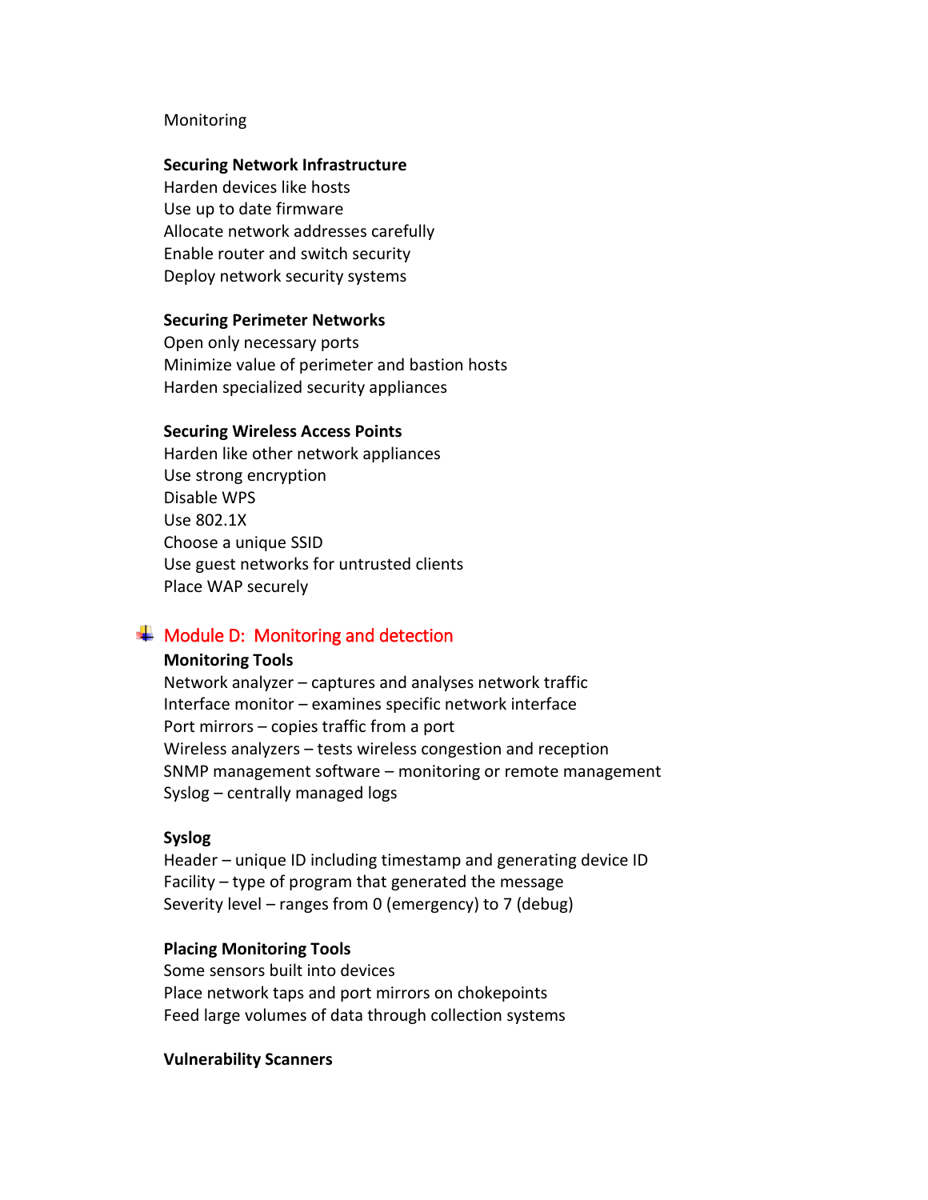Monitoring

**Securing Network Infrastructure**
Harden devices like hosts
Use up to date firmware
Allocate network addresses carefully
Enable router and switch security
Deploy network security systems

**Securing Perimeter Networks**
Open only necessary ports
Minimize value of perimeter and bastion hosts
Harden specialized security appliances

**Securing Wireless Access Points**
Harden like other network appliances
Use strong encryption
Disable WPS
Use 802.1X
Choose a unique SSID
Use guest networks for untrusted clients
Place WAP securely

## Module D: Monitoring and detection

**Monitoring Tools**
Network analyzer – captures and analyses network traffic
Interface monitor – examines specific network interface
Port mirrors – copies traffic from a port
Wireless analyzers – tests wireless congestion and reception
SNMP management software – monitoring or remote management
Syslog – centrally managed logs

**Syslog**
Header – unique ID including timestamp and generating device ID
Facility – type of program that generated the message
Severity level – ranges from 0 (emergency) to 7 (debug)

**Placing Monitoring Tools**
Some sensors built into devices
Place network taps and port mirrors on chokepoints
Feed large volumes of data through collection systems

**Vulnerability Scanners**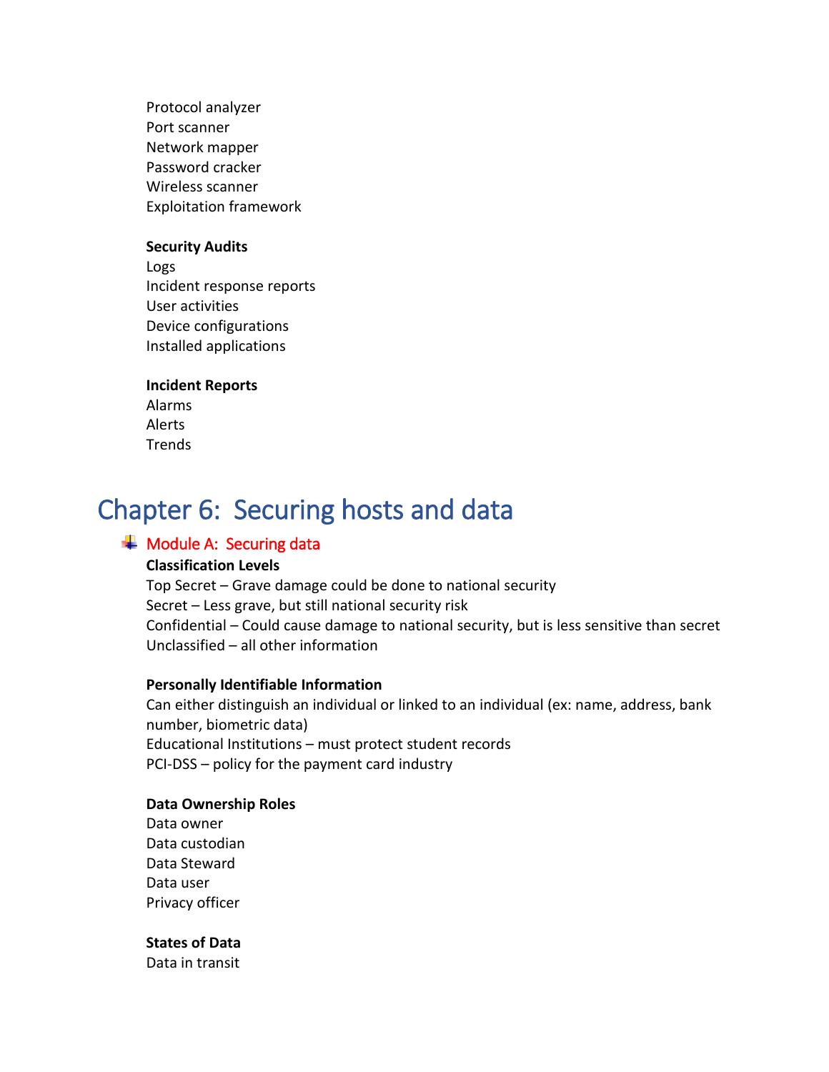Protocol analyzer
Port scanner
Network mapper
Password cracker
Wireless scanner
Exploitation framework

**Security Audits**
Logs
Incident response reports
User activities
Device configurations
Installed applications

**Incident Reports**
Alarms
Alerts
Trends

# Chapter 6: Securing hosts and data

## Module A: Securing data

**Classification Levels**
Top Secret – Grave damage could be done to national security
Secret – Less grave, but still national security risk
Confidential – Could cause damage to national security, but is less sensitive than secret
Unclassified – all other information

**Personally Identifiable Information**
Can either distinguish an individual or linked to an individual (ex: name, address, bank number, biometric data)
Educational Institutions – must protect student records
PCI-DSS – policy for the payment card industry

**Data Ownership Roles**
Data owner
Data custodian
Data Steward
Data user
Privacy officer

**States of Data**
Data in transit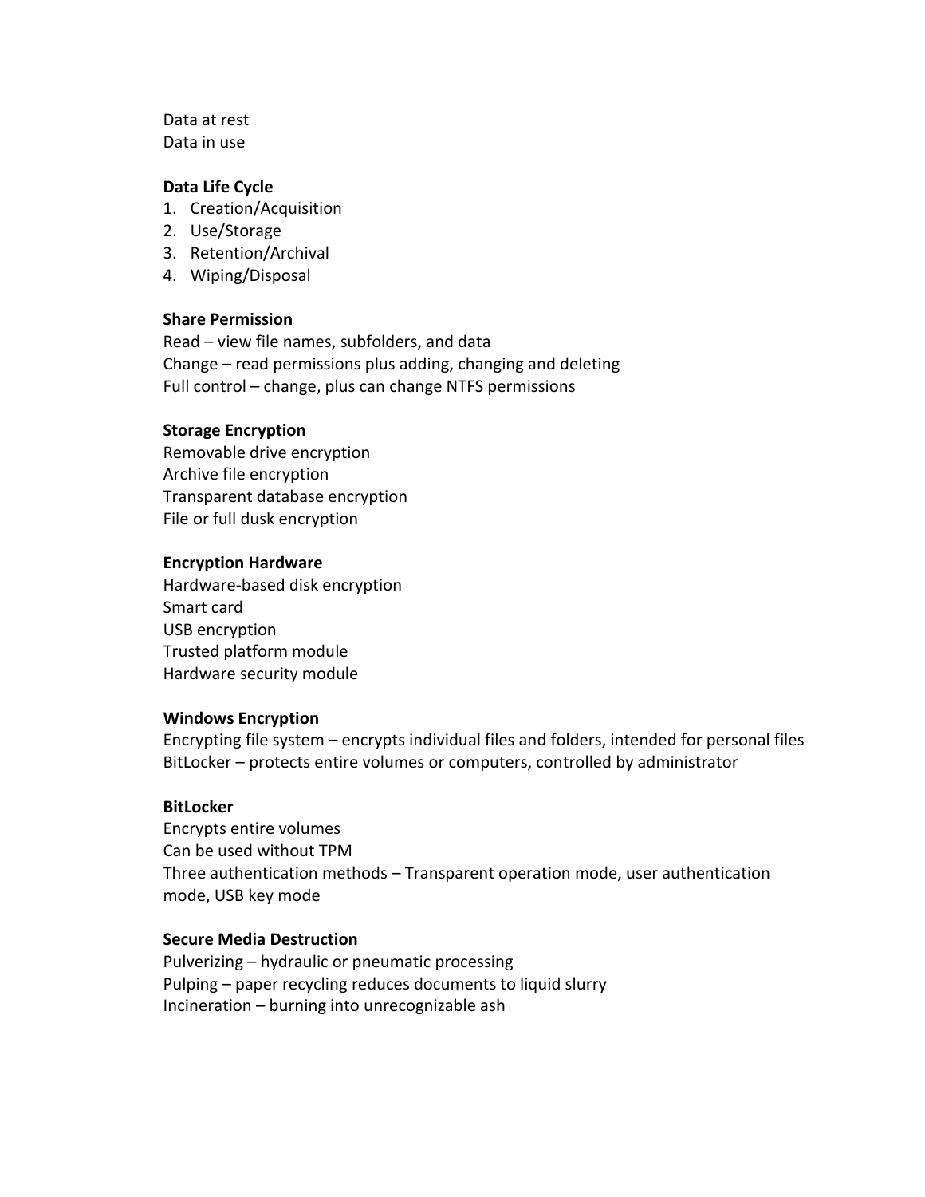Data at rest
Data in use

**Data Life Cycle**

1. Creation/Acquisition
2. Use/Storage
3. Retention/Archival
4. Wiping/Disposal

**Share Permission**
Read – view file names, subfolders, and data
Change – read permissions plus adding, changing and deleting
Full control – change, plus can change NTFS permissions

**Storage Encryption**
Removable drive encryption
Archive file encryption
Transparent database encryption
File or full dusk encryption

**Encryption Hardware**
Hardware-based disk encryption
Smart card
USB encryption
Trusted platform module
Hardware security module

**Windows Encryption**
Encrypting file system – encrypts individual files and folders, intended for personal files
BitLocker – protects entire volumes or computers, controlled by administrator

**BitLocker**
Encrypts entire volumes
Can be used without TPM
Three authentication methods – Transparent operation mode, user authentication mode, USB key mode

**Secure Media Destruction**
Pulverizing – hydraulic or pneumatic processing
Pulping – paper recycling reduces documents to liquid slurry
Incineration – burning into unrecognizable ash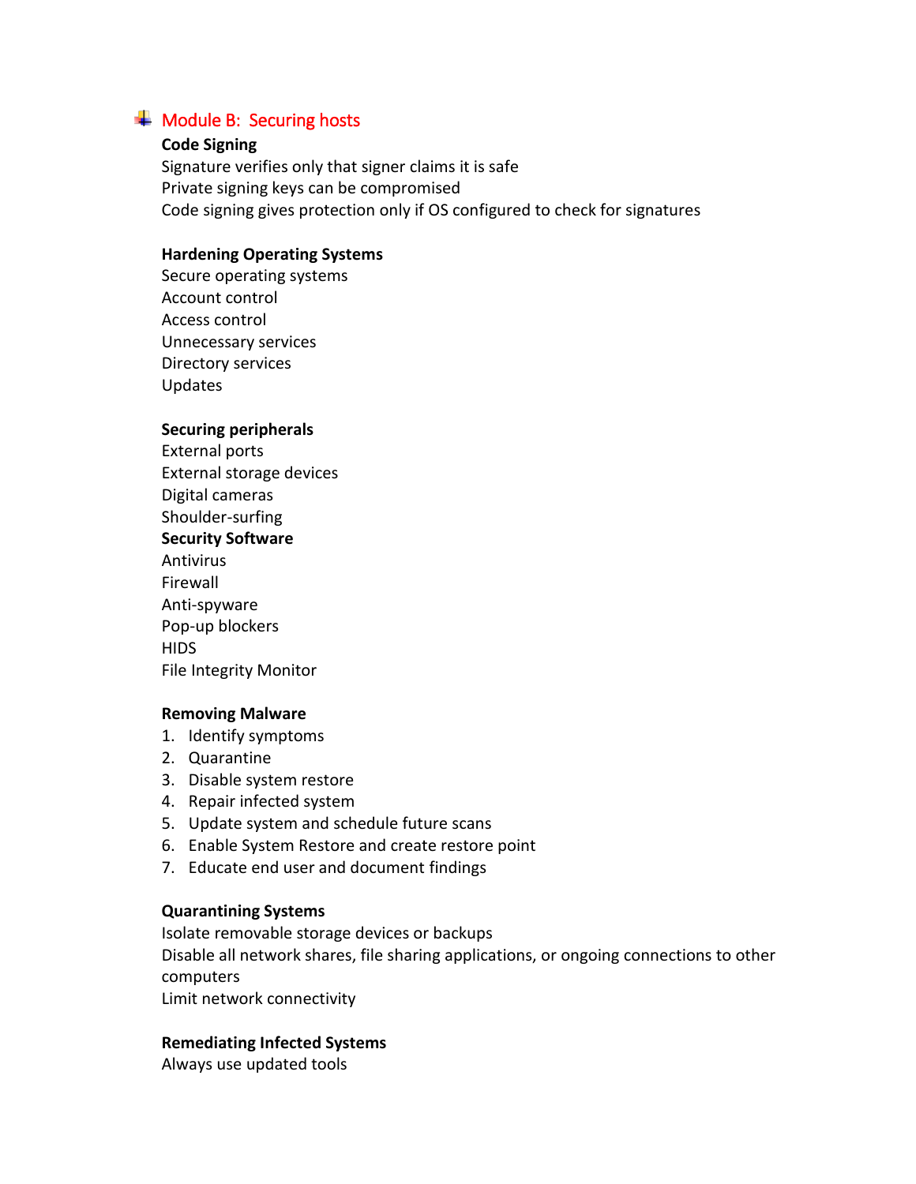## Module B: Securing hosts

**Code Signing**

Signature verifies only that signer claims it is safe
Private signing keys can be compromised
Code signing gives protection only if OS configured to check for signatures

**Hardening Operating Systems**

Secure operating systems
Account control
Access control
Unnecessary services
Directory services
Updates

**Securing peripherals**

External ports
External storage devices
Digital cameras
Shoulder-surfing

**Security Software**

Antivirus
Firewall
Anti-spyware
Pop-up blockers
HIDS
File Integrity Monitor

**Removing Malware**

1. Identify symptoms
2. Quarantine
3. Disable system restore
4. Repair infected system
5. Update system and schedule future scans
6. Enable System Restore and create restore point
7. Educate end user and document findings

**Quarantining Systems**

Isolate removable storage devices or backups
Disable all network shares, file sharing applications, or ongoing connections to other computers
Limit network connectivity

**Remediating Infected Systems**

Always use updated tools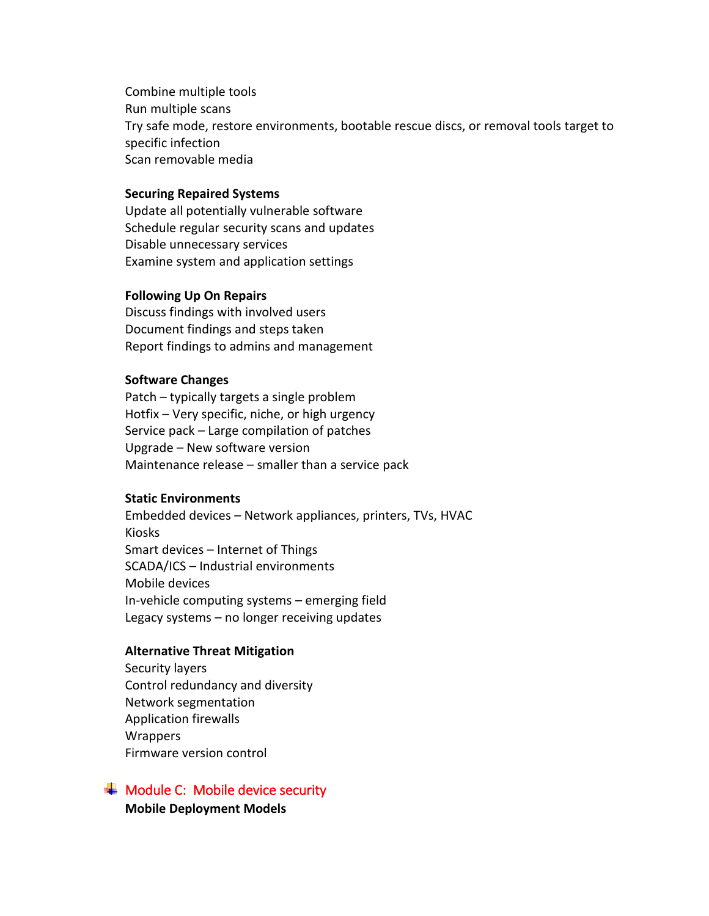Combine multiple tools
Run multiple scans
Try safe mode, restore environments, bootable rescue discs, or removal tools target to specific infection
Scan removable media

**Securing Repaired Systems**
Update all potentially vulnerable software
Schedule regular security scans and updates
Disable unnecessary services
Examine system and application settings

**Following Up On Repairs**
Discuss findings with involved users
Document findings and steps taken
Report findings to admins and management

**Software Changes**
Patch – typically targets a single problem
Hotfix – Very specific, niche, or high urgency
Service pack – Large compilation of patches
Upgrade – New software version
Maintenance release – smaller than a service pack

**Static Environments**
Embedded devices – Network appliances, printers, TVs, HVAC
Kiosks
Smart devices – Internet of Things
SCADA/ICS – Industrial environments
Mobile devices
In-vehicle computing systems – emerging field
Legacy systems – no longer receiving updates

**Alternative Threat Mitigation**
Security layers
Control redundancy and diversity
Network segmentation
Application firewalls
Wrappers
Firmware version control

## Module C: Mobile device security

**Mobile Deployment Models**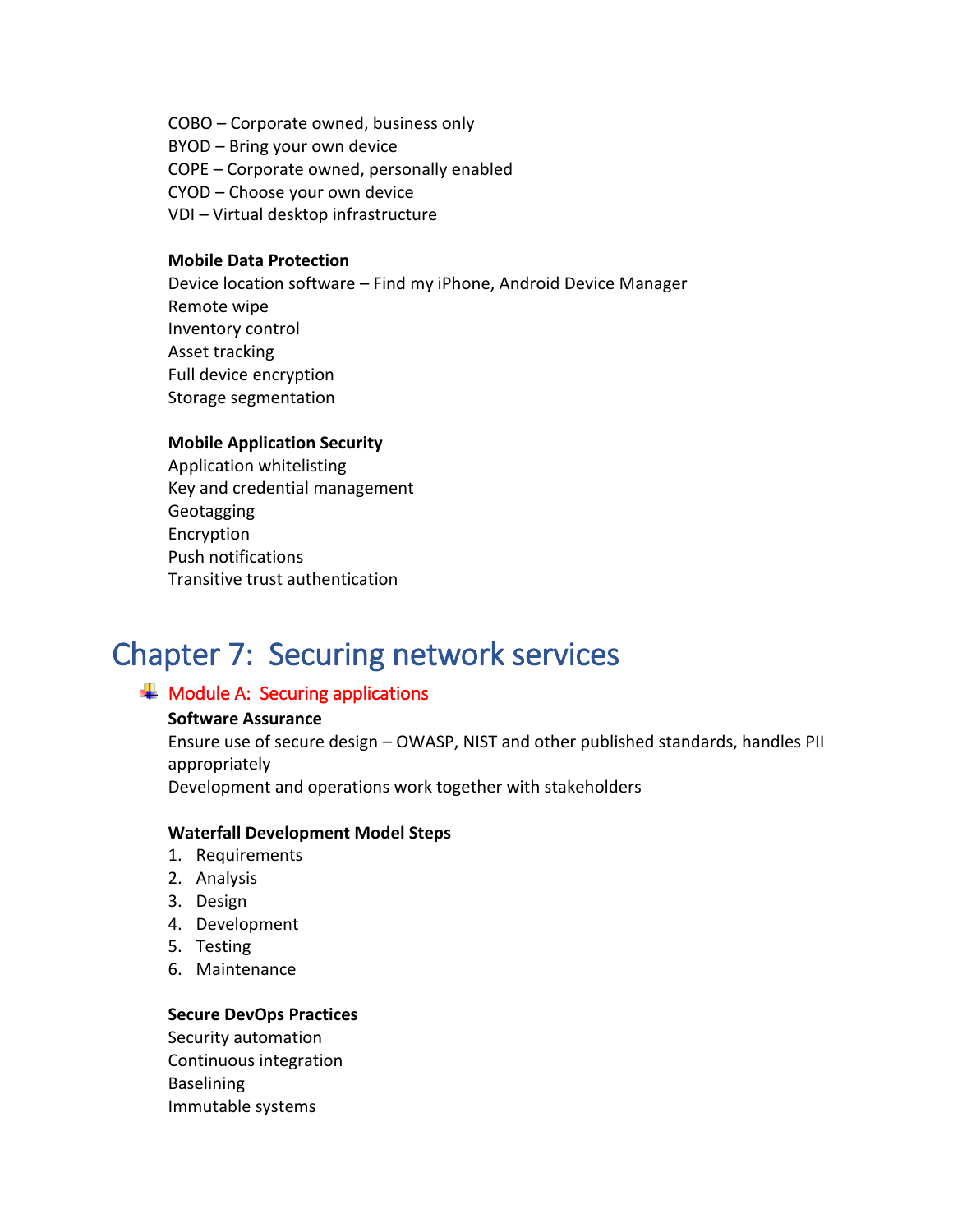COBO – Corporate owned, business only
BYOD – Bring your own device
COPE – Corporate owned, personally enabled
CYOD – Choose your own device
VDI – Virtual desktop infrastructure

**Mobile Data Protection**
Device location software – Find my iPhone, Android Device Manager
Remote wipe
Inventory control
Asset tracking
Full device encryption
Storage segmentation

**Mobile Application Security**
Application whitelisting
Key and credential management
Geotagging
Encryption
Push notifications
Transitive trust authentication

# Chapter 7: Securing network services

## Module A: Securing applications

**Software Assurance**
Ensure use of secure design – OWASP, NIST and other published standards, handles PII appropriately
Development and operations work together with stakeholders

**Waterfall Development Model Steps**

1. Requirements
2. Analysis
3. Design
4. Development
5. Testing
6. Maintenance

**Secure DevOps Practices**
Security automation
Continuous integration
Baselining
Immutable systems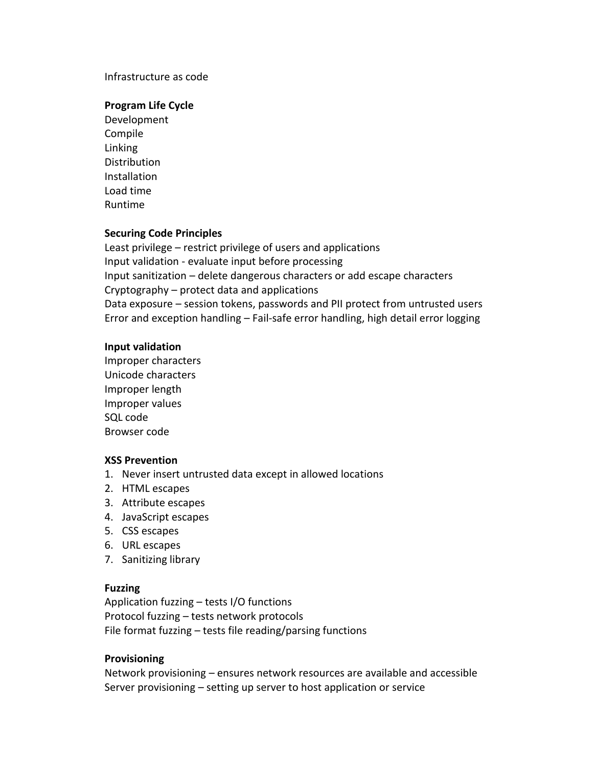Infrastructure as code

**Program Life Cycle**

Development
Compile
Linking
Distribution
Installation
Load time
Runtime

**Securing Code Principles**

Least privilege – restrict privilege of users and applications
Input validation - evaluate input before processing
Input sanitization – delete dangerous characters or add escape characters
Cryptography – protect data and applications
Data exposure – session tokens, passwords and PII protect from untrusted users
Error and exception handling – Fail-safe error handling, high detail error logging

**Input validation**

Improper characters
Unicode characters
Improper length
Improper values
SQL code
Browser code

**XSS Prevention**

1. Never insert untrusted data except in allowed locations
2. HTML escapes
3. Attribute escapes
4. JavaScript escapes
5. CSS escapes
6. URL escapes
7. Sanitizing library

**Fuzzing**

Application fuzzing – tests I/O functions
Protocol fuzzing – tests network protocols
File format fuzzing – tests file reading/parsing functions

**Provisioning**

Network provisioning – ensures network resources are available and accessible
Server provisioning – setting up server to host application or service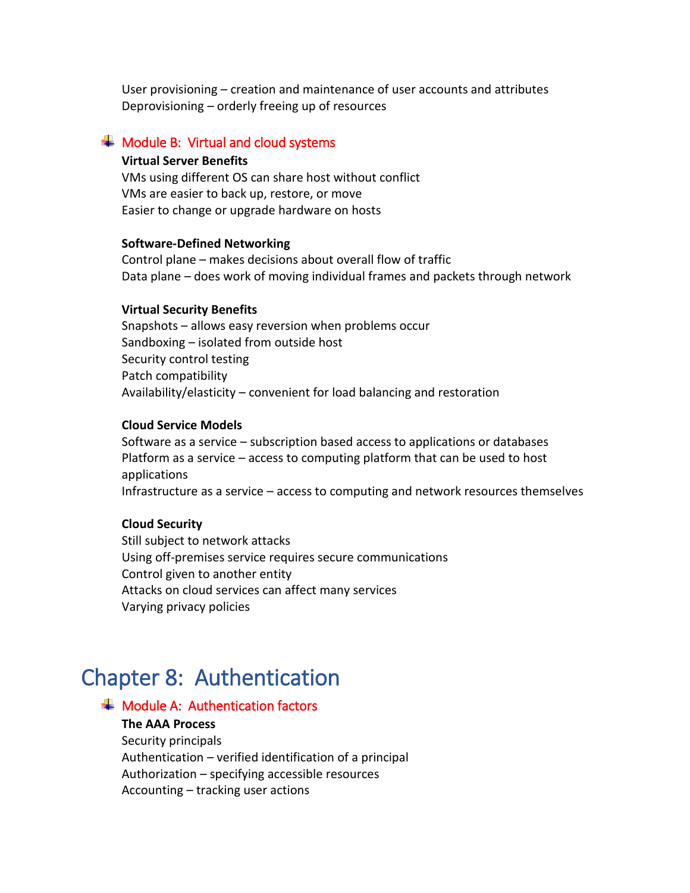User provisioning – creation and maintenance of user accounts and attributes
Deprovisioning – orderly freeing up of resources

### Module B: Virtual and cloud systems

**Virtual Server Benefits**
VMs using different OS can share host without conflict
VMs are easier to back up, restore, or move
Easier to change or upgrade hardware on hosts

**Software-Defined Networking**
Control plane – makes decisions about overall flow of traffic
Data plane – does work of moving individual frames and packets through network

**Virtual Security Benefits**
Snapshots – allows easy reversion when problems occur
Sandboxing – isolated from outside host
Security control testing
Patch compatibility
Availability/elasticity – convenient for load balancing and restoration

**Cloud Service Models**
Software as a service – subscription based access to applications or databases
Platform as a service – access to computing platform that can be used to host applications
Infrastructure as a service – access to computing and network resources themselves

**Cloud Security**
Still subject to network attacks
Using off-premises service requires secure communications
Control given to another entity
Attacks on cloud services can affect many services
Varying privacy policies

## Chapter 8: Authentication

### Module A: Authentication factors

**The AAA Process**
Security principals
Authentication – verified identification of a principal
Authorization – specifying accessible resources
Accounting – tracking user actions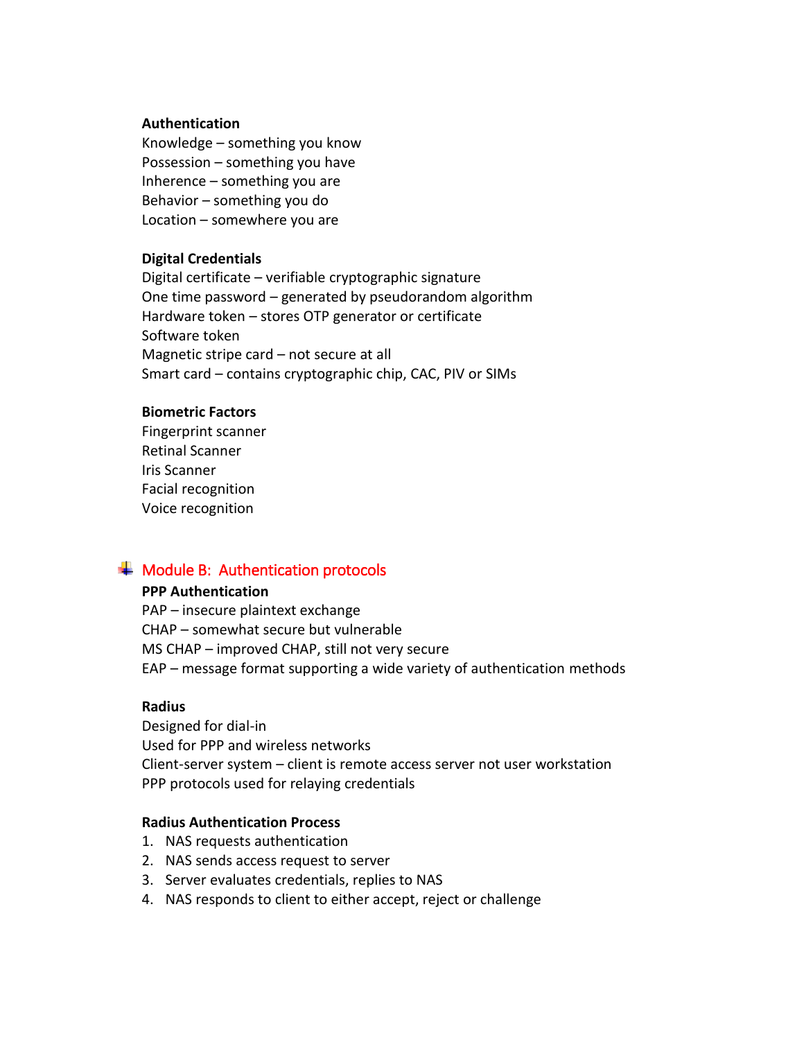**Authentication**

Knowledge – something you know
Possession – something you have
Inherence – something you are
Behavior – something you do
Location – somewhere you are

**Digital Credentials**

Digital certificate – verifiable cryptographic signature
One time password – generated by pseudorandom algorithm
Hardware token – stores OTP generator or certificate
Software token
Magnetic stripe card – not secure at all
Smart card – contains cryptographic chip, CAC, PIV or SIMs

**Biometric Factors**

Fingerprint scanner
Retinal Scanner
Iris Scanner
Facial recognition
Voice recognition

## Module B: Authentication protocols

**PPP Authentication**

PAP – insecure plaintext exchange
CHAP – somewhat secure but vulnerable
MS CHAP – improved CHAP, still not very secure
EAP – message format supporting a wide variety of authentication methods

**Radius**

Designed for dial-in
Used for PPP and wireless networks
Client-server system – client is remote access server not user workstation
PPP protocols used for relaying credentials

**Radius Authentication Process**

1. NAS requests authentication
2. NAS sends access request to server
3. Server evaluates credentials, replies to NAS
4. NAS responds to client to either accept, reject or challenge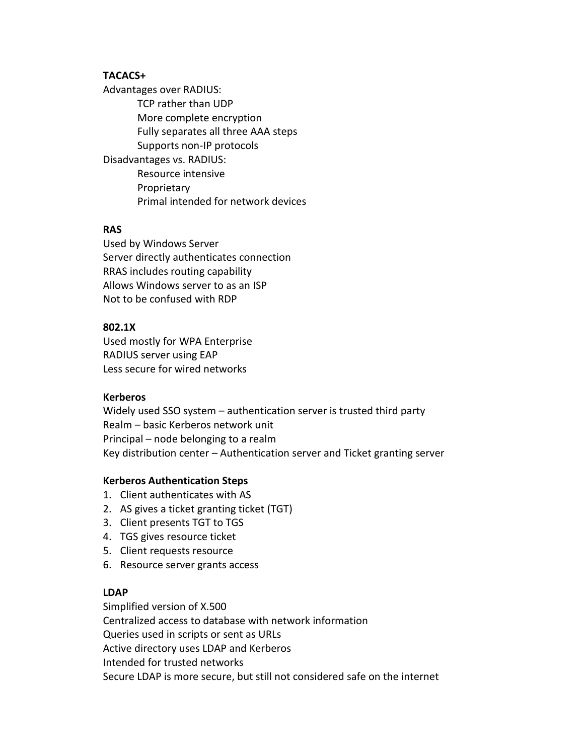**TACACS+**

Advantages over RADIUS:

- TCP rather than UDP
- More complete encryption
- Fully separates all three AAA steps
- Supports non-IP protocols

Disadvantages vs. RADIUS:

- Resource intensive
- Proprietary
- Primal intended for network devices

**RAS**

Used by Windows Server
Server directly authenticates connection
RRAS includes routing capability
Allows Windows server to as an ISP
Not to be confused with RDP

**802.1X**

Used mostly for WPA Enterprise
RADIUS server using EAP
Less secure for wired networks

**Kerberos**

Widely used SSO system – authentication server is trusted third party
Realm – basic Kerberos network unit
Principal – node belonging to a realm
Key distribution center – Authentication server and Ticket granting server

**Kerberos Authentication Steps**

1. Client authenticates with AS
2. AS gives a ticket granting ticket (TGT)
3. Client presents TGT to TGS
4. TGS gives resource ticket
5. Client requests resource
6. Resource server grants access

**LDAP**

Simplified version of X.500
Centralized access to database with network information
Queries used in scripts or sent as URLs
Active directory uses LDAP and Kerberos
Intended for trusted networks
Secure LDAP is more secure, but still not considered safe on the internet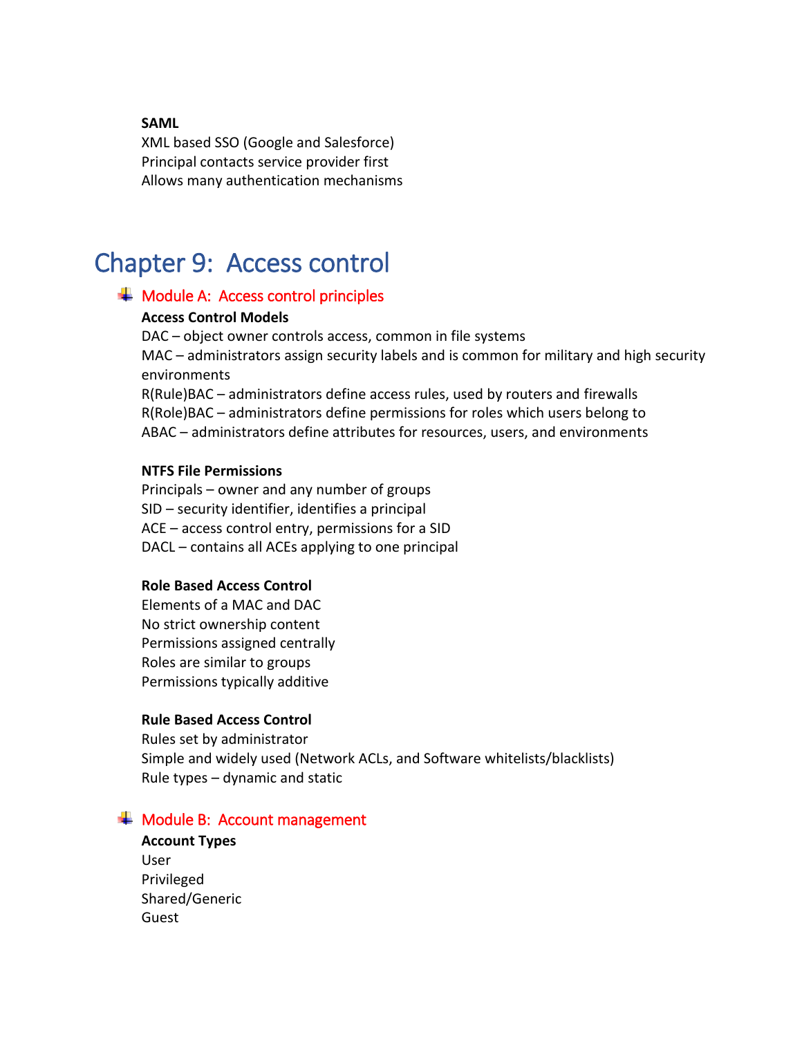**SAML**

XML based SSO (Google and Salesforce)
Principal contacts service provider first
Allows many authentication mechanisms

# Chapter 9: Access control

## Module A: Access control principles

**Access Control Models**

DAC – object owner controls access, common in file systems
MAC – administrators assign security labels and is common for military and high security environments
R(Rule)BAC – administrators define access rules, used by routers and firewalls
R(Role)BAC – administrators define permissions for roles which users belong to
ABAC – administrators define attributes for resources, users, and environments

**NTFS File Permissions**

Principals – owner and any number of groups
SID – security identifier, identifies a principal
ACE – access control entry, permissions for a SID
DACL – contains all ACEs applying to one principal

**Role Based Access Control**

Elements of a MAC and DAC
No strict ownership content
Permissions assigned centrally
Roles are similar to groups
Permissions typically additive

**Rule Based Access Control**

Rules set by administrator
Simple and widely used (Network ACLs, and Software whitelists/blacklists)
Rule types – dynamic and static

## Module B: Account management

**Account Types**

User
Privileged
Shared/Generic
Guest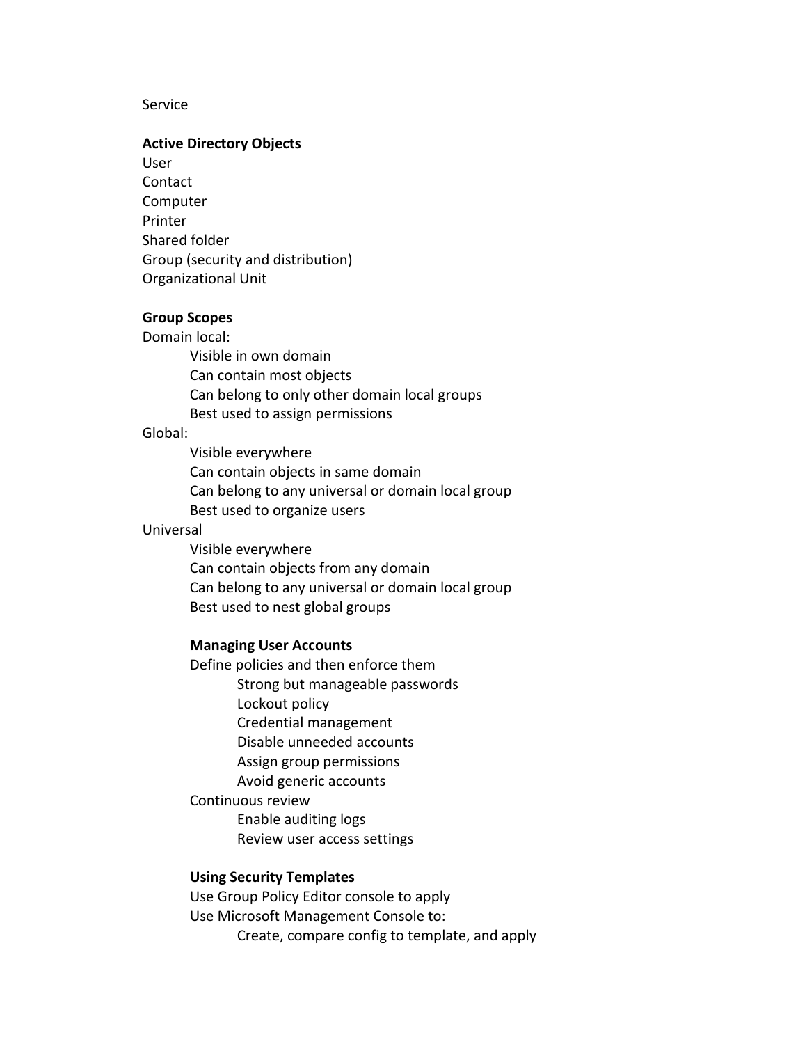Service

**Active Directory Objects**

User
Contact
Computer
Printer
Shared folder
Group (security and distribution)
Organizational Unit

**Group Scopes**

Domain local:
- Visible in own domain
- Can contain most objects
- Can belong to only other domain local groups
- Best used to assign permissions

Global:
- Visible everywhere
- Can contain objects in same domain
- Can belong to any universal or domain local group
- Best used to organize users

Universal
- Visible everywhere
- Can contain objects from any domain
- Can belong to any universal or domain local group
- Best used to nest global groups

**Managing User Accounts**

- Define policies and then enforce them
  - Strong but manageable passwords
  - Lockout policy
  - Credential management
  - Disable unneeded accounts
  - Assign group permissions
  - Avoid generic accounts
- Continuous review
  - Enable auditing logs
  - Review user access settings

**Using Security Templates**

- Use Group Policy Editor console to apply
- Use Microsoft Management Console to:
  - Create, compare config to template, and apply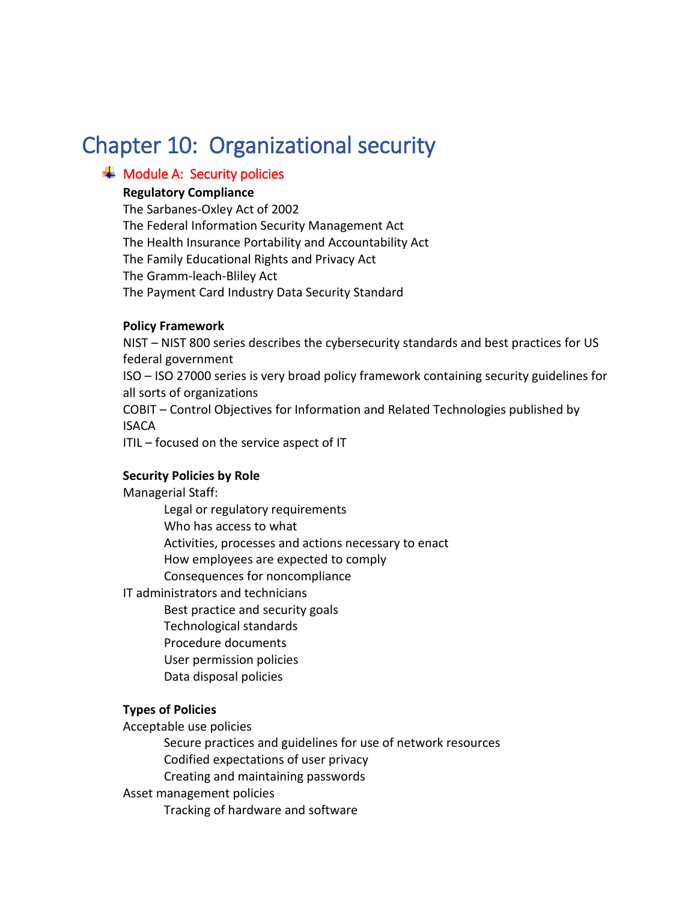# Chapter 10: Organizational security

## Module A: Security policies

**Regulatory Compliance**

The Sarbanes-Oxley Act of 2002
The Federal Information Security Management Act
The Health Insurance Portability and Accountability Act
The Family Educational Rights and Privacy Act
The Gramm-leach-Bliley Act
The Payment Card Industry Data Security Standard

**Policy Framework**

NIST – NIST 800 series describes the cybersecurity standards and best practices for US federal government
ISO – ISO 27000 series is very broad policy framework containing security guidelines for all sorts of organizations
COBIT – Control Objectives for Information and Related Technologies published by ISACA
ITIL – focused on the service aspect of IT

**Security Policies by Role**

Managerial Staff:

- Legal or regulatory requirements
- Who has access to what
- Activities, processes and actions necessary to enact
- How employees are expected to comply
- Consequences for noncompliance

IT administrators and technicians

- Best practice and security goals
- Technological standards
- Procedure documents
- User permission policies
- Data disposal policies

**Types of Policies**

Acceptable use policies

- Secure practices and guidelines for use of network resources
- Codified expectations of user privacy
- Creating and maintaining passwords

Asset management policies

- Tracking of hardware and software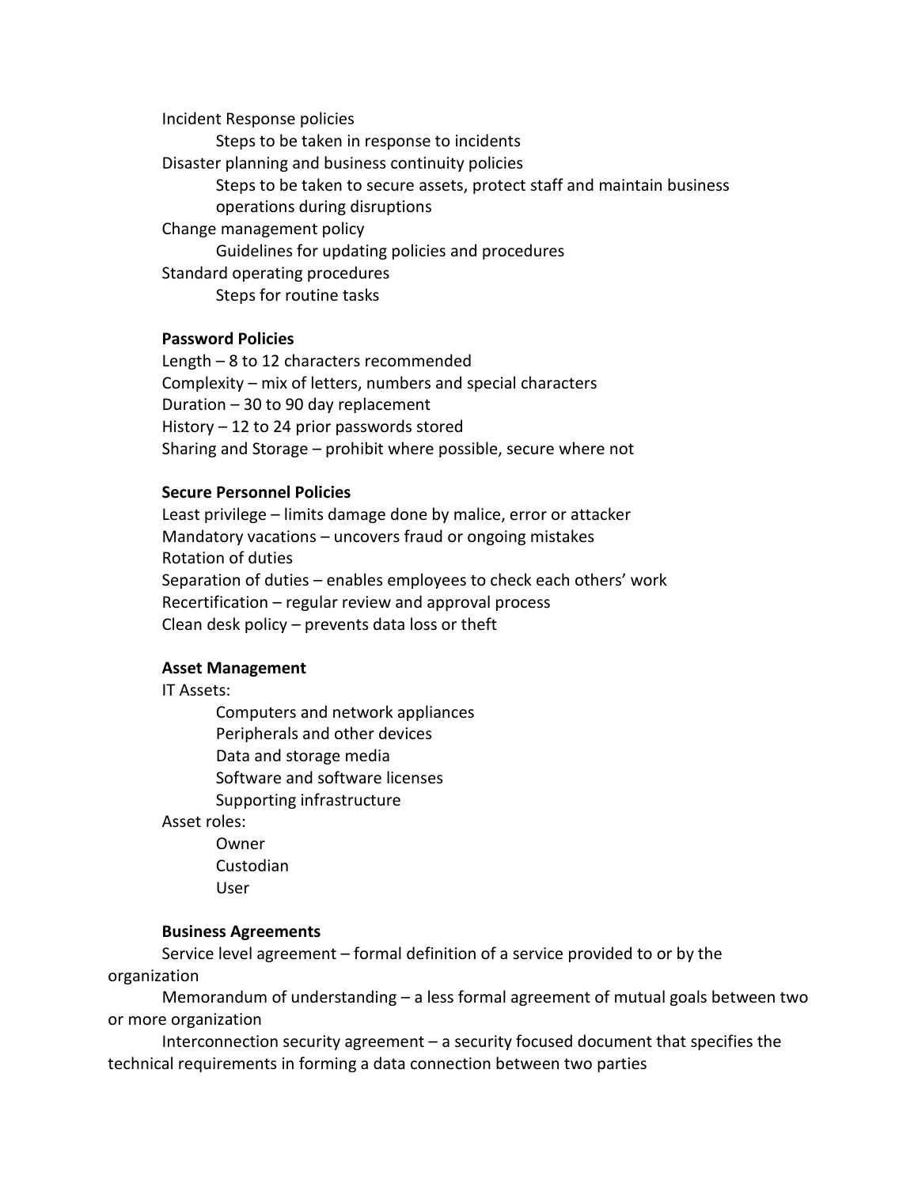Incident Response policies

- Steps to be taken in response to incidents

Disaster planning and business continuity policies

- Steps to be taken to secure assets, protect staff and maintain business operations during disruptions

Change management policy

- Guidelines for updating policies and procedures

Standard operating procedures

- Steps for routine tasks

**Password Policies**

Length – 8 to 12 characters recommended
Complexity – mix of letters, numbers and special characters
Duration – 30 to 90 day replacement
History – 12 to 24 prior passwords stored
Sharing and Storage – prohibit where possible, secure where not

**Secure Personnel Policies**

Least privilege – limits damage done by malice, error or attacker
Mandatory vacations – uncovers fraud or ongoing mistakes
Rotation of duties
Separation of duties – enables employees to check each others' work
Recertification – regular review and approval process
Clean desk policy – prevents data loss or theft

**Asset Management**

IT Assets:

- Computers and network appliances
- Peripherals and other devices
- Data and storage media
- Software and software licenses
- Supporting infrastructure

Asset roles:

- Owner
- Custodian
- User

**Business Agreements**

Service level agreement – formal definition of a service provided to or by the organization

Memorandum of understanding – a less formal agreement of mutual goals between two or more organization

Interconnection security agreement – a security focused document that specifies the technical requirements in forming a data connection between two parties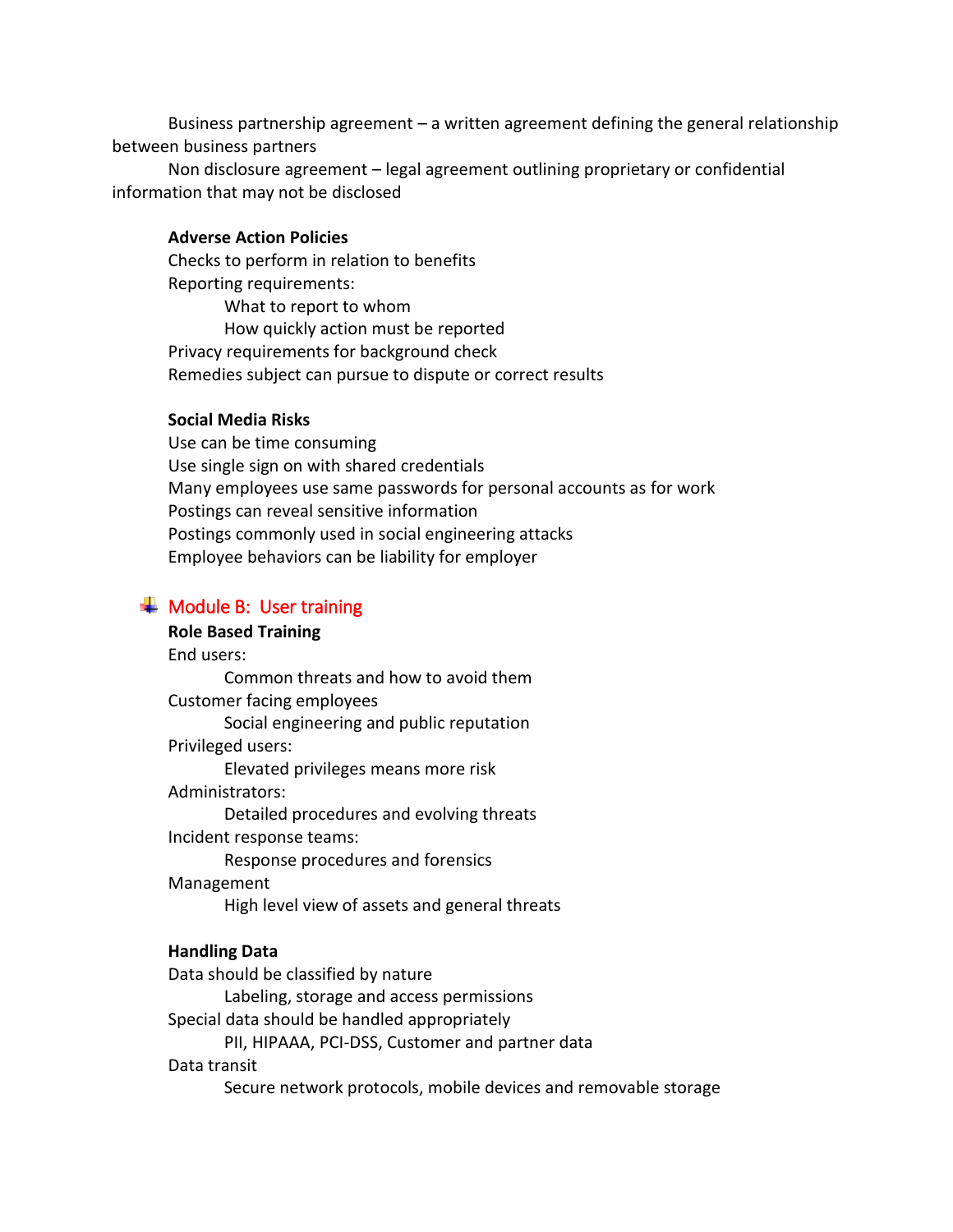Business partnership agreement – a written agreement defining the general relationship between business partners

Non disclosure agreement – legal agreement outlining proprietary or confidential information that may not be disclosed

**Adverse Action Policies**

Checks to perform in relation to benefits

Reporting requirements:

- What to report to whom
- How quickly action must be reported

Privacy requirements for background check

Remedies subject can pursue to dispute or correct results

**Social Media Risks**

Use can be time consuming

Use single sign on with shared credentials

Many employees use same passwords for personal accounts as for work

Postings can reveal sensitive information

Postings commonly used in social engineering attacks

Employee behaviors can be liability for employer

## Module B: User training

**Role Based Training**

End users:

- Common threats and how to avoid them

Customer facing employees

- Social engineering and public reputation

Privileged users:

- Elevated privileges means more risk

Administrators:

- Detailed procedures and evolving threats

Incident response teams:

- Response procedures and forensics

Management

- High level view of assets and general threats

**Handling Data**

Data should be classified by nature

- Labeling, storage and access permissions

Special data should be handled appropriately

- PII, HIPAAA, PCI-DSS, Customer and partner data

Data transit

- Secure network protocols, mobile devices and removable storage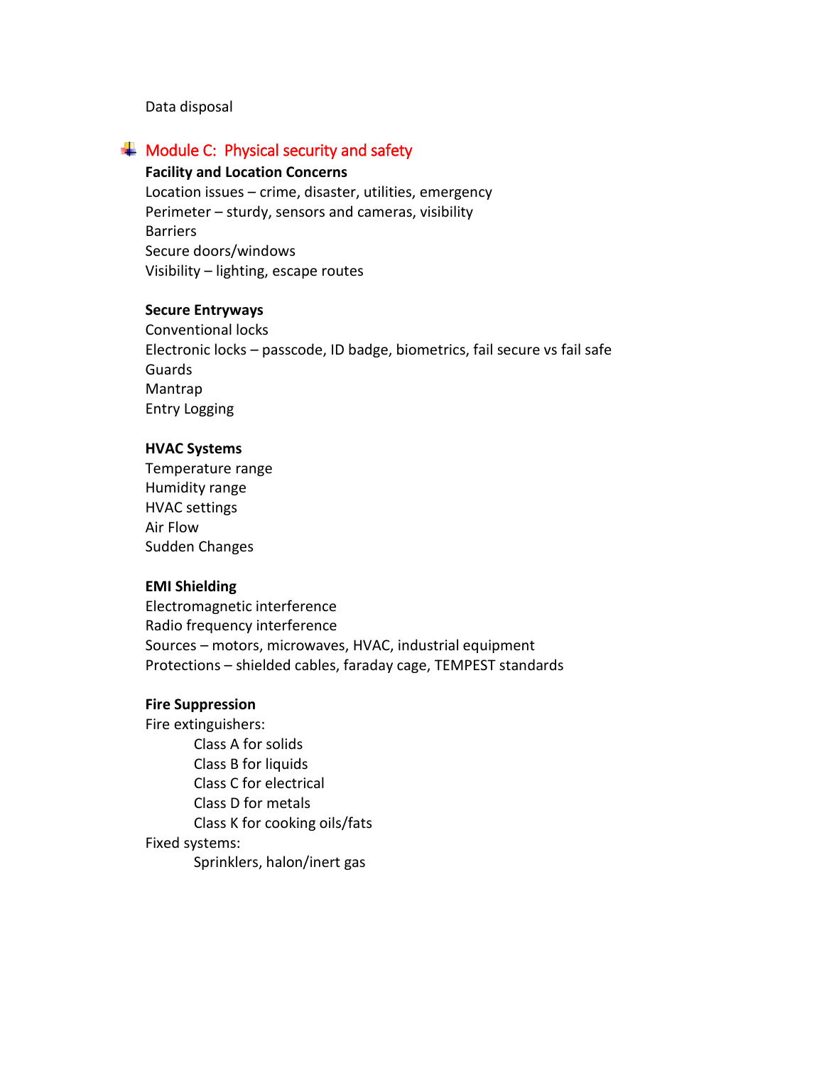Data disposal

## Module C: Physical security and safety

**Facility and Location Concerns**

Location issues – crime, disaster, utilities, emergency
Perimeter – sturdy, sensors and cameras, visibility
Barriers
Secure doors/windows
Visibility – lighting, escape routes

**Secure Entryways**

Conventional locks
Electronic locks – passcode, ID badge, biometrics, fail secure vs fail safe
Guards
Mantrap
Entry Logging

**HVAC Systems**

Temperature range
Humidity range
HVAC settings
Air Flow
Sudden Changes

**EMI Shielding**

Electromagnetic interference
Radio frequency interference
Sources – motors, microwaves, HVAC, industrial equipment
Protections – shielded cables, faraday cage, TEMPEST standards

**Fire Suppression**

Fire extinguishers:

- Class A for solids
- Class B for liquids
- Class C for electrical
- Class D for metals
- Class K for cooking oils/fats

Fixed systems:

- Sprinklers, halon/inert gas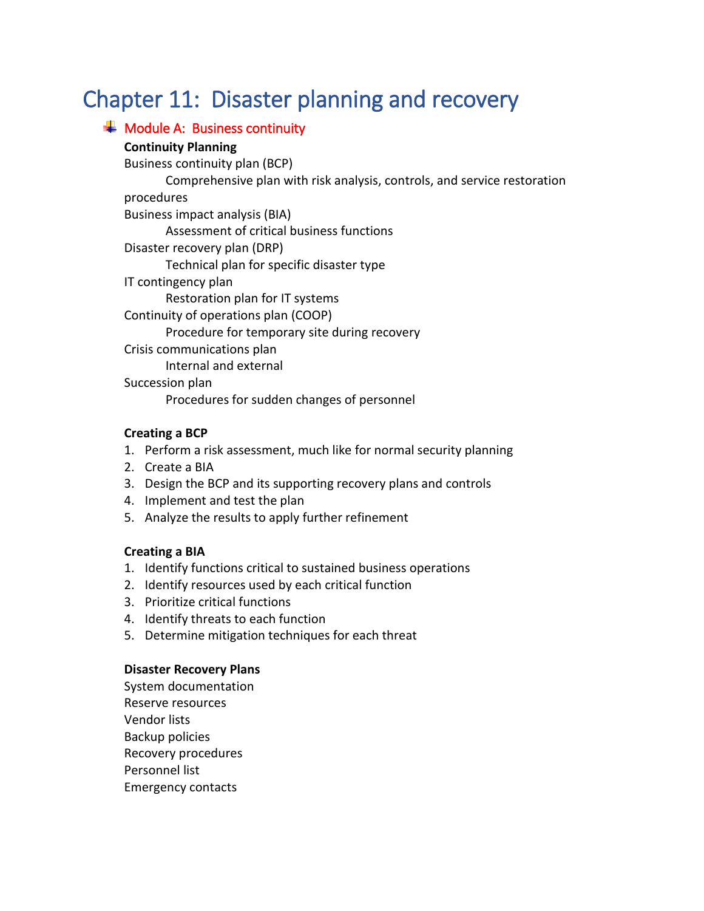# Chapter 11: Disaster planning and recovery

## Module A: Business continuity

**Continuity Planning**

Business continuity plan (BCP)
  Comprehensive plan with risk analysis, controls, and service restoration procedures

Business impact analysis (BIA)
  Assessment of critical business functions

Disaster recovery plan (DRP)
  Technical plan for specific disaster type

IT contingency plan
  Restoration plan for IT systems

Continuity of operations plan (COOP)
  Procedure for temporary site during recovery

Crisis communications plan
  Internal and external

Succession plan
  Procedures for sudden changes of personnel

**Creating a BCP**

1. Perform a risk assessment, much like for normal security planning
2. Create a BIA
3. Design the BCP and its supporting recovery plans and controls
4. Implement and test the plan
5. Analyze the results to apply further refinement

**Creating a BIA**

1. Identify functions critical to sustained business operations
2. Identify resources used by each critical function
3. Prioritize critical functions
4. Identify threats to each function
5. Determine mitigation techniques for each threat

**Disaster Recovery Plans**

System documentation
Reserve resources
Vendor lists
Backup policies
Recovery procedures
Personnel list
Emergency contacts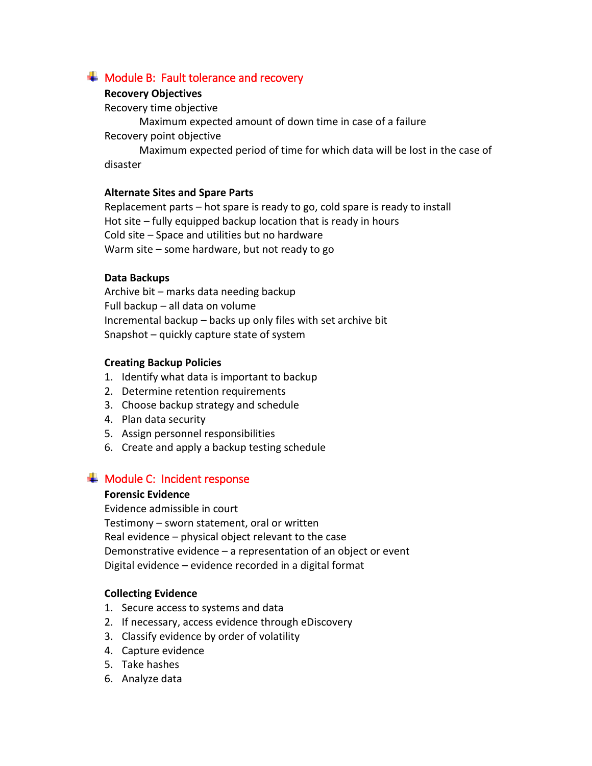## Module B: Fault tolerance and recovery

**Recovery Objectives**

Recovery time objective

Maximum expected amount of down time in case of a failure

Recovery point objective

Maximum expected period of time for which data will be lost in the case of disaster

**Alternate Sites and Spare Parts**

Replacement parts – hot spare is ready to go, cold spare is ready to install

Hot site – fully equipped backup location that is ready in hours

Cold site – Space and utilities but no hardware

Warm site – some hardware, but not ready to go

**Data Backups**

Archive bit – marks data needing backup

Full backup – all data on volume

Incremental backup – backs up only files with set archive bit

Snapshot – quickly capture state of system

**Creating Backup Policies**

1. Identify what data is important to backup
2. Determine retention requirements
3. Choose backup strategy and schedule
4. Plan data security
5. Assign personnel responsibilities
6. Create and apply a backup testing schedule

## Module C: Incident response

**Forensic Evidence**

Evidence admissible in court

Testimony – sworn statement, oral or written

Real evidence – physical object relevant to the case

Demonstrative evidence – a representation of an object or event

Digital evidence – evidence recorded in a digital format

**Collecting Evidence**

1. Secure access to systems and data
2. If necessary, access evidence through eDiscovery
3. Classify evidence by order of volatility
4. Capture evidence
5. Take hashes
6. Analyze data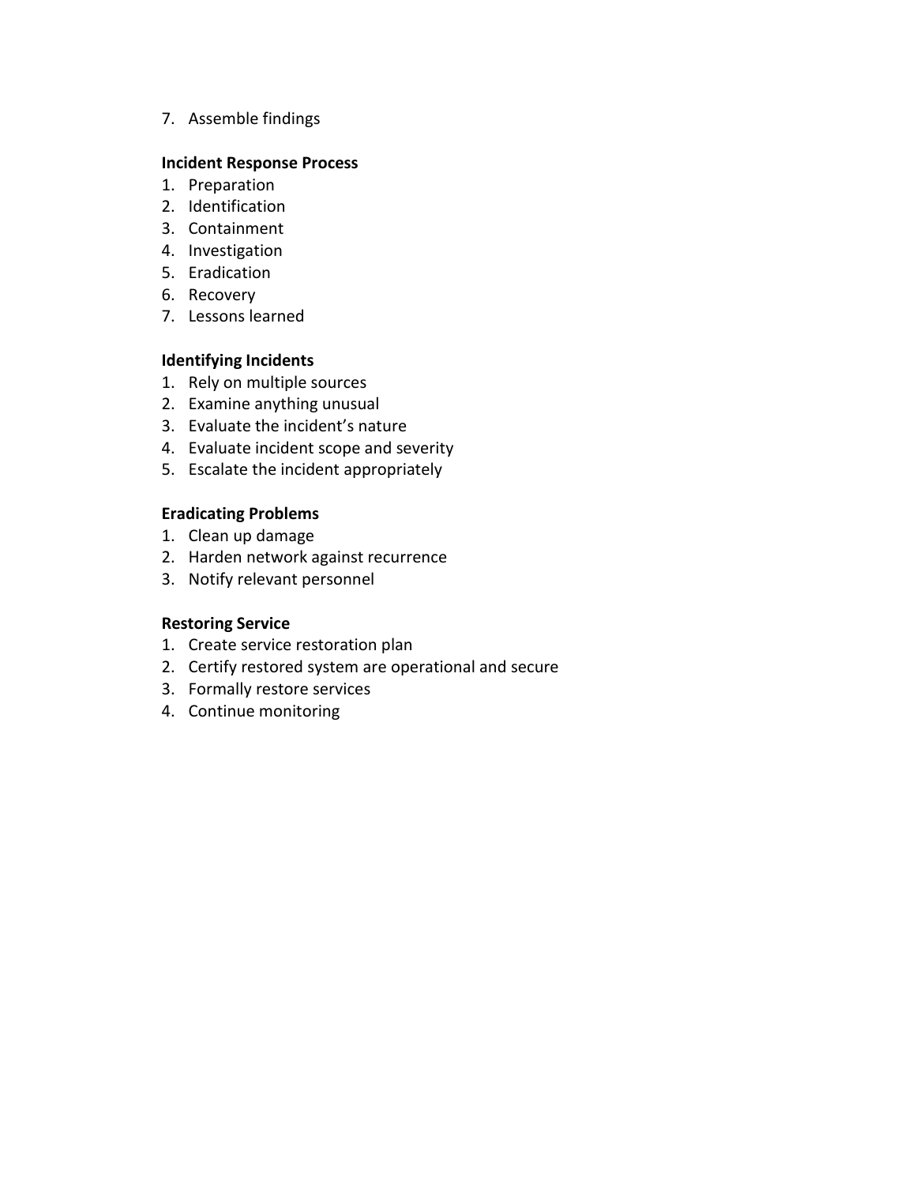7. Assemble findings

**Incident Response Process**

1. Preparation
2. Identification
3. Containment
4. Investigation
5. Eradication
6. Recovery
7. Lessons learned

**Identifying Incidents**

1. Rely on multiple sources
2. Examine anything unusual
3. Evaluate the incident's nature
4. Evaluate incident scope and severity
5. Escalate the incident appropriately

**Eradicating Problems**

1. Clean up damage
2. Harden network against recurrence
3. Notify relevant personnel

**Restoring Service**

1. Create service restoration plan
2. Certify restored system are operational and secure
3. Formally restore services
4. Continue monitoring